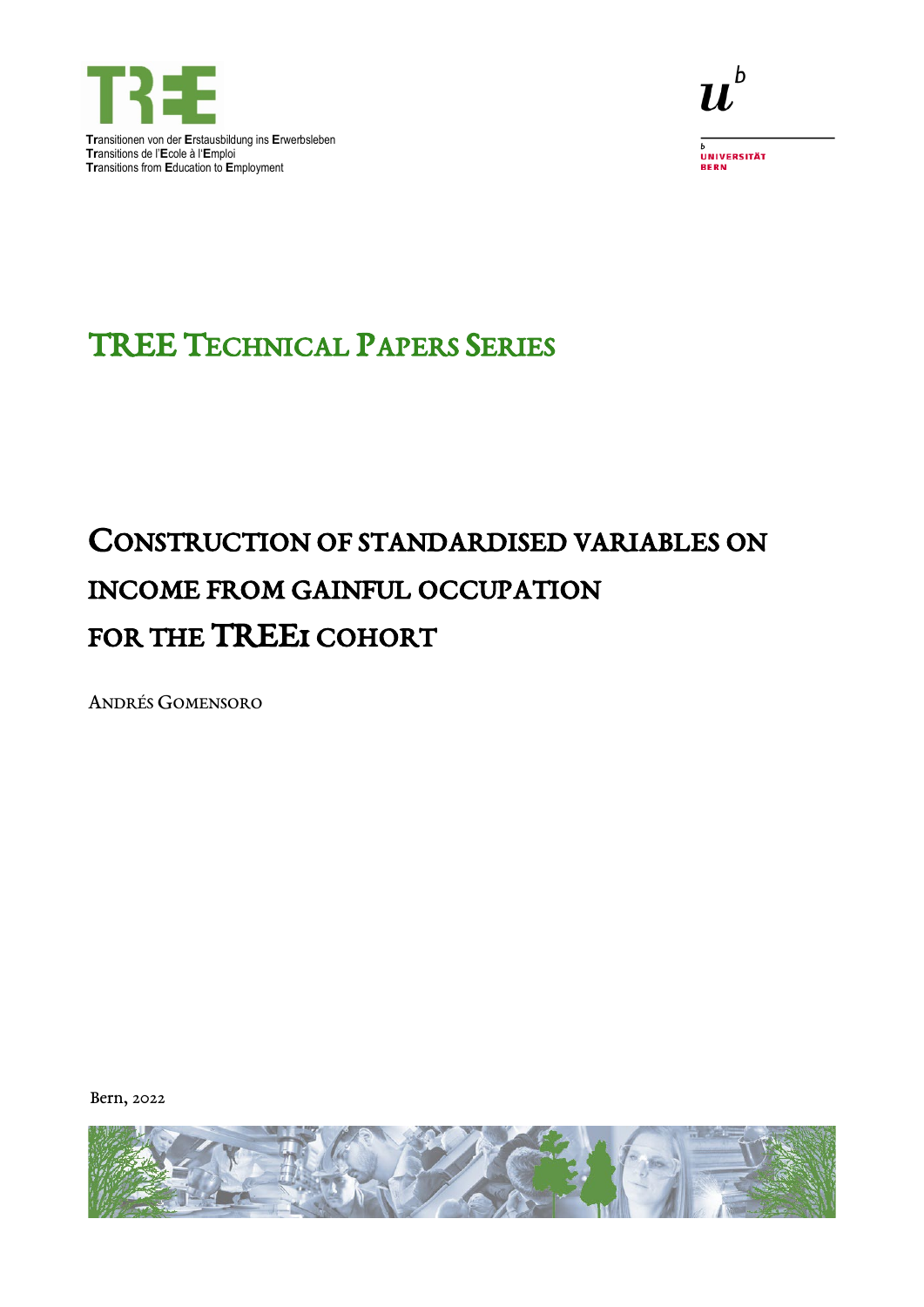**Tr**ansitionen von der **E**rstausbildung ins **E**rwerbsleben
**Tr**ansitions de l'**E**cole à l'**E**mploi
**Tr**ansitions from **E**ducation to **E**mployment

UNIVERSITÄT BERN

## TREE Technical Papers Series

# Construction of standardised variables on income from gainful occupation for the TREE1 cohort

Andrés Gomensoro

Bern, 2022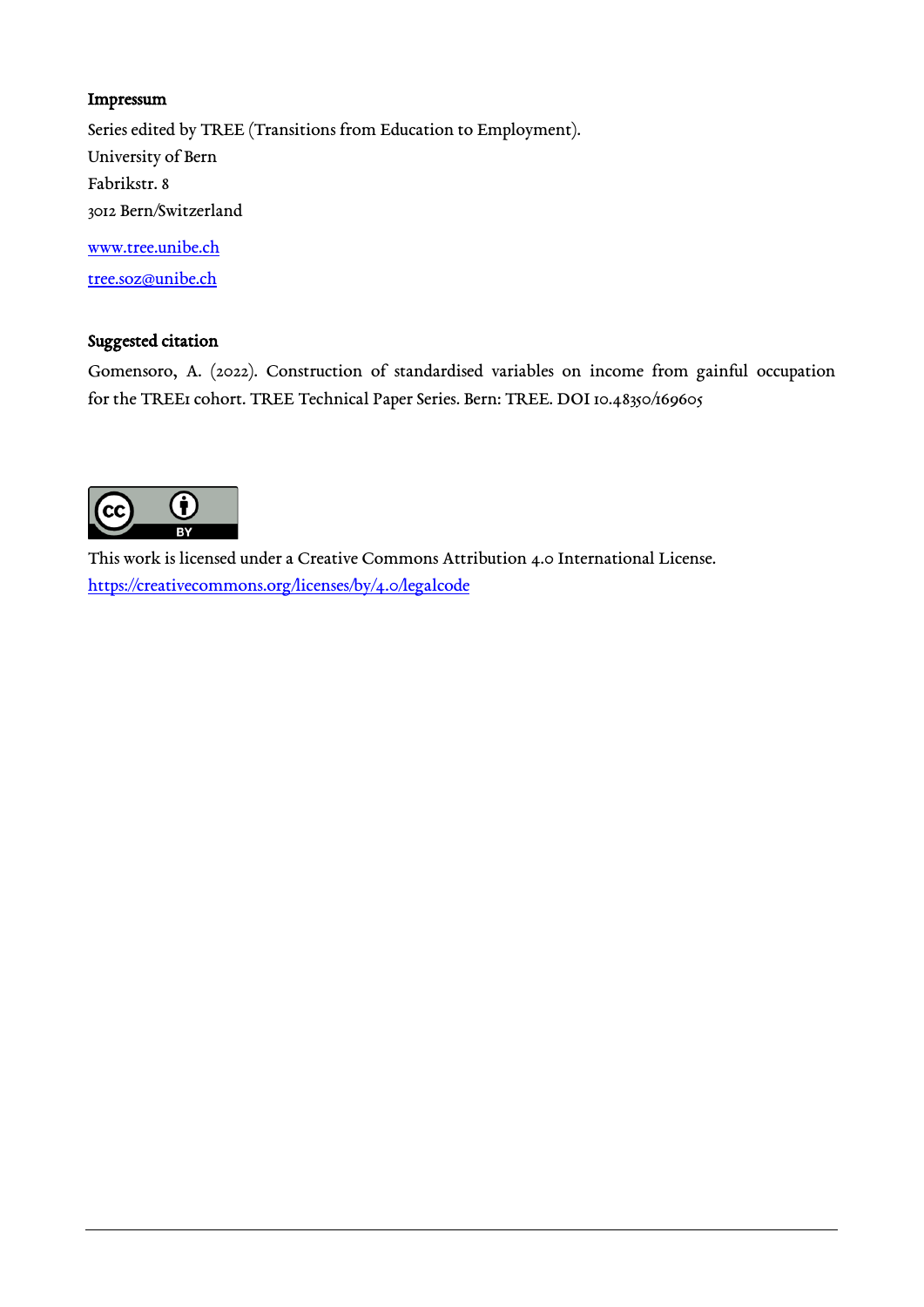**Impressum**

Series edited by TREE (Transitions from Education to Employment).
University of Bern
Fabrikstr. 8
3012 Bern/Switzerland

[www.tree.unibe.ch](http://www.tree.unibe.ch)

[tree.soz@unibe.ch](mailto:tree.soz@unibe.ch)

**Suggested citation**

Gomensoro, A. (2022). Construction of standardised variables on income from gainful occupation for the TREE1 cohort. TREE Technical Paper Series. Bern: TREE. DOI 10.48350/169605

This work is licensed under a Creative Commons Attribution 4.0 International License.
[https://creativecommons.org/licenses/by/4.0/legalcode](https://creativecommons.org/licenses/by/4.0/legalcode)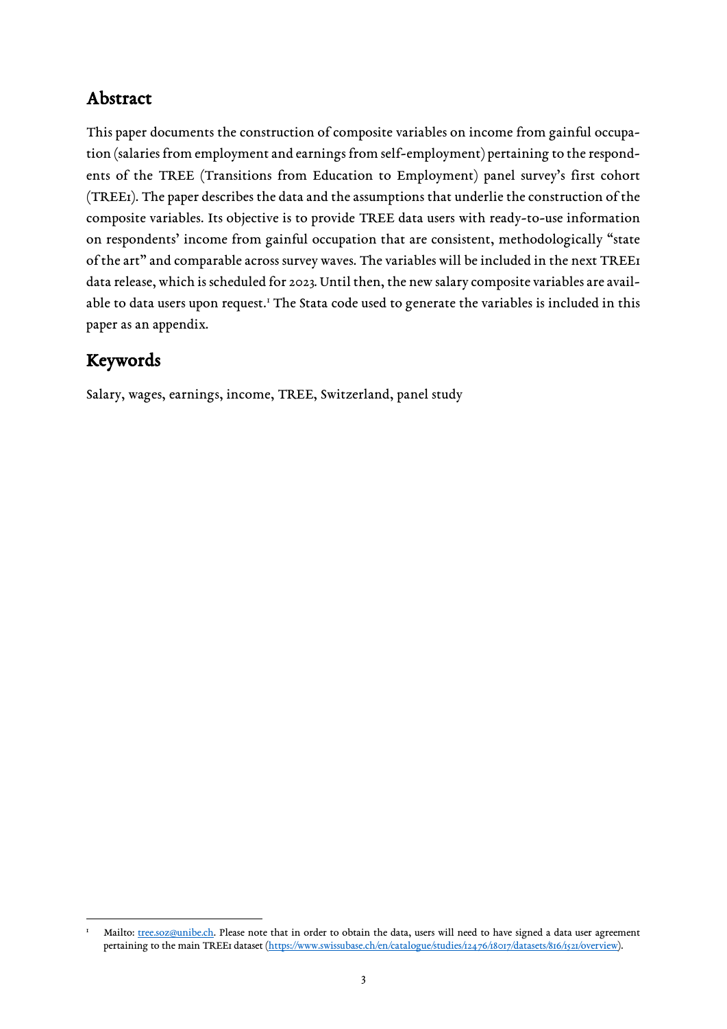## Abstract

This paper documents the construction of composite variables on income from gainful occupation (salaries from employment and earnings from self-employment) pertaining to the respondents of the TREE (Transitions from Education to Employment) panel survey's first cohort (TREE1). The paper describes the data and the assumptions that underlie the construction of the composite variables. Its objective is to provide TREE data users with ready-to-use information on respondents' income from gainful occupation that are consistent, methodologically "state of the art" and comparable across survey waves. The variables will be included in the next TREE1 data release, which is scheduled for 2023. Until then, the new salary composite variables are available to data users upon request.[1] The Stata code used to generate the variables is included in this paper as an appendix.

## Keywords

Salary, wages, earnings, income, TREE, Switzerland, panel study

---

[1] Mailto: tree.soz@unibe.ch. Please note that in order to obtain the data, users will need to have signed a data user agreement pertaining to the main TREE1 dataset (https://www.swissubase.ch/en/catalogue/studies/12476/18017/datasets/816/1521/overview).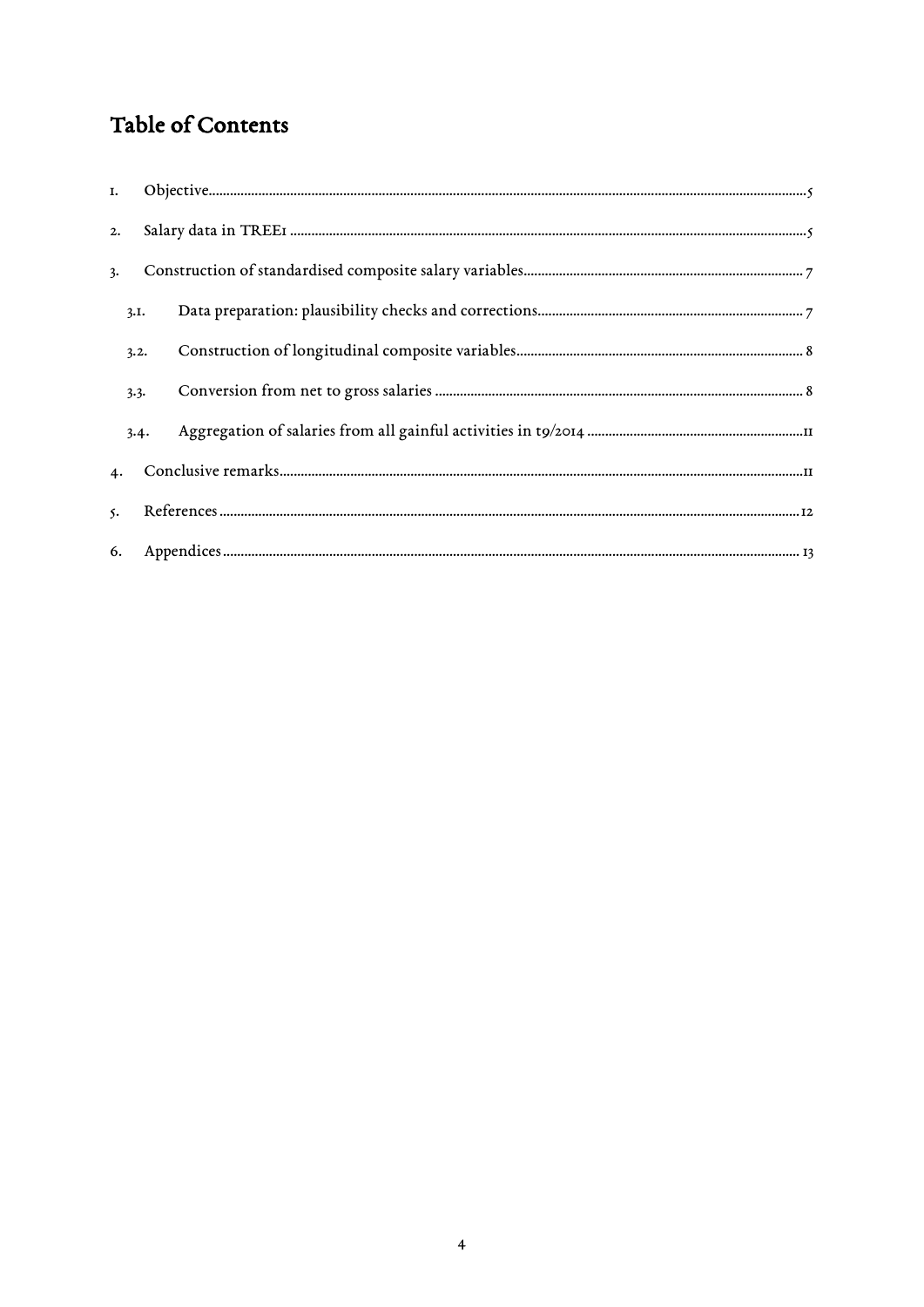# Table of Contents

1. Objective ........ 5
2. Salary data in TREE1 ........ 5
3. Construction of standardised composite salary variables ........ 7
   - 3.1. Data preparation: plausibility checks and corrections ........ 7
   - 3.2. Construction of longitudinal composite variables ........ 8
   - 3.3. Conversion from net to gross salaries ........ 8
   - 3.4. Aggregation of salaries from all gainful activities in t9/2014 ........ 11
4. Conclusive remarks ........ 11
5. References ........ 12
6. Appendices ........ 13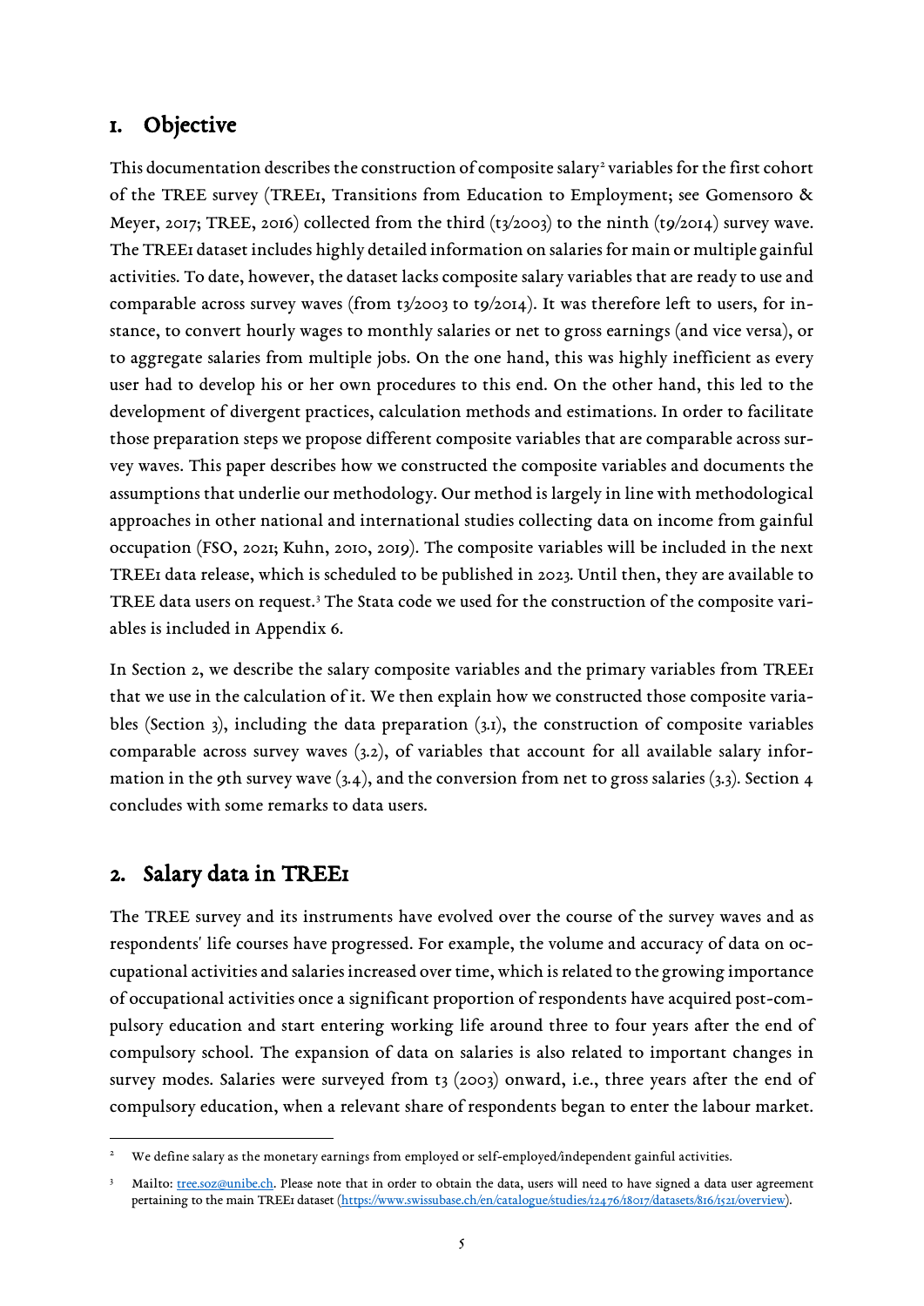# 1. Objective

This documentation describes the construction of composite salary[2] variables for the first cohort of the TREE survey (TREE1, Transitions from Education to Employment; see Gomensoro & Meyer, 2017; TREE, 2016) collected from the third (t3/2003) to the ninth (t9/2014) survey wave. The TREE1 dataset includes highly detailed information on salaries for main or multiple gainful activities. To date, however, the dataset lacks composite salary variables that are ready to use and comparable across survey waves (from t3/2003 to t9/2014). It was therefore left to users, for instance, to convert hourly wages to monthly salaries or net to gross earnings (and vice versa), or to aggregate salaries from multiple jobs. On the one hand, this was highly inefficient as every user had to develop his or her own procedures to this end. On the other hand, this led to the development of divergent practices, calculation methods and estimations. In order to facilitate those preparation steps we propose different composite variables that are comparable across survey waves. This paper describes how we constructed the composite variables and documents the assumptions that underlie our methodology. Our method is largely in line with methodological approaches in other national and international studies collecting data on income from gainful occupation (FSO, 2021; Kuhn, 2010, 2019). The composite variables will be included in the next TREE1 data release, which is scheduled to be published in 2023. Until then, they are available to TREE data users on request.[3] The Stata code we used for the construction of the composite variables is included in Appendix 6.

In Section 2, we describe the salary composite variables and the primary variables from TREE1 that we use in the calculation of it. We then explain how we constructed those composite variables (Section 3), including the data preparation (3.1), the construction of composite variables comparable across survey waves (3.2), of variables that account for all available salary information in the 9th survey wave (3.4), and the conversion from net to gross salaries (3.3). Section 4 concludes with some remarks to data users.

# 2. Salary data in TREE1

The TREE survey and its instruments have evolved over the course of the survey waves and as respondents' life courses have progressed. For example, the volume and accuracy of data on occupational activities and salaries increased over time, which is related to the growing importance of occupational activities once a significant proportion of respondents have acquired post-compulsory education and start entering working life around three to four years after the end of compulsory school. The expansion of data on salaries is also related to important changes in survey modes. Salaries were surveyed from t3 (2003) onward, i.e., three years after the end of compulsory education, when a relevant share of respondents began to enter the labour market.

---

[2] We define salary as the monetary earnings from employed or self-employed/independent gainful activities.

[3] Mailto: tree.soz@unibe.ch. Please note that in order to obtain the data, users will need to have signed a data user agreement pertaining to the main TREE1 dataset (https://www.swissubase.ch/en/catalogue/studies/12476/18017/datasets/816/1521/overview).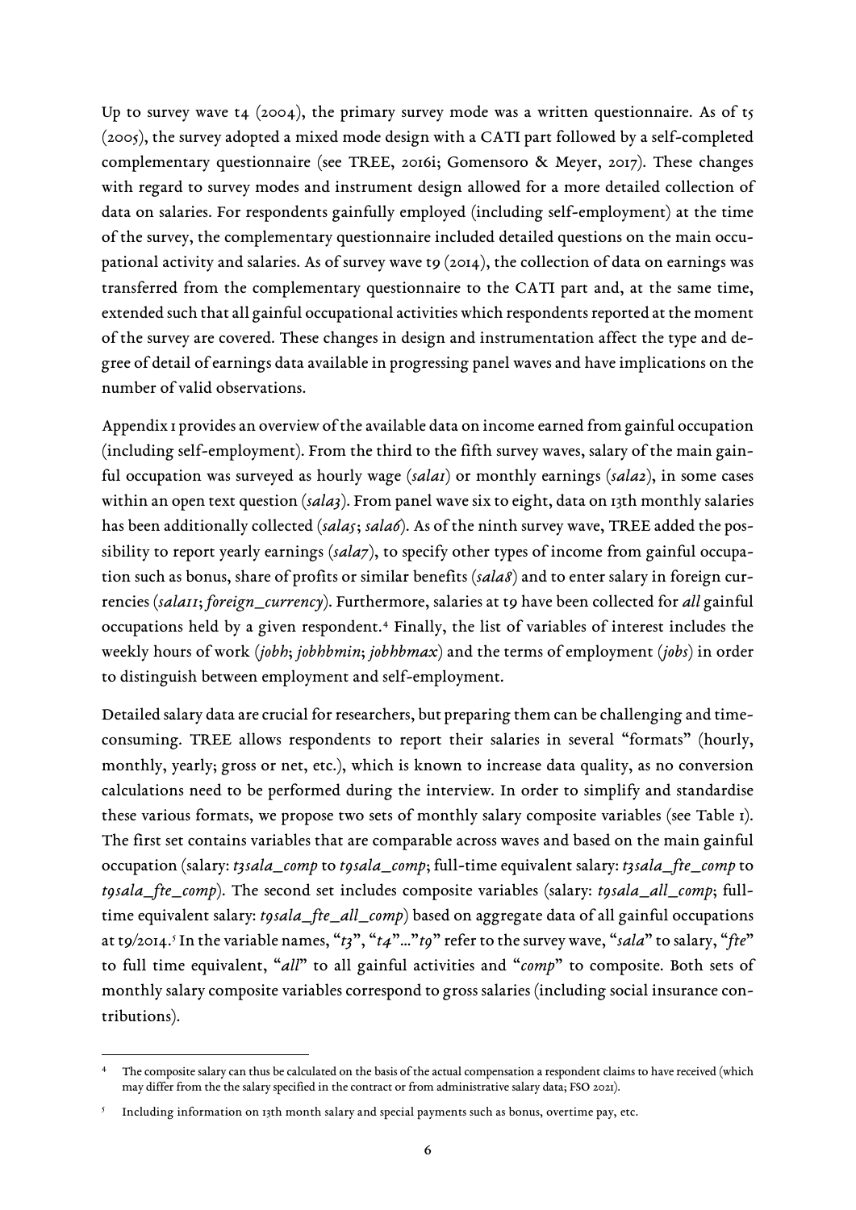Up to survey wave t4 (2004), the primary survey mode was a written questionnaire. As of t5 (2005), the survey adopted a mixed mode design with a CATI part followed by a self-completed complementary questionnaire (see TREE, 2016i; Gomensoro & Meyer, 2017). These changes with regard to survey modes and instrument design allowed for a more detailed collection of data on salaries. For respondents gainfully employed (including self-employment) at the time of the survey, the complementary questionnaire included detailed questions on the main occupational activity and salaries. As of survey wave t9 (2014), the collection of data on earnings was transferred from the complementary questionnaire to the CATI part and, at the same time, extended such that all gainful occupational activities which respondents reported at the moment of the survey are covered. These changes in design and instrumentation affect the type and degree of detail of earnings data available in progressing panel waves and have implications on the number of valid observations.

Appendix 1 provides an overview of the available data on income earned from gainful occupation (including self-employment). From the third to the fifth survey waves, salary of the main gainful occupation was surveyed as hourly wage (*sala1*) or monthly earnings (*sala2*), in some cases within an open text question (*sala3*). From panel wave six to eight, data on 13th monthly salaries has been additionally collected (*sala5*; *sala6*). As of the ninth survey wave, TREE added the possibility to report yearly earnings (*sala7*), to specify other types of income from gainful occupation such as bonus, share of profits or similar benefits (*sala8*) and to enter salary in foreign currencies (*sala11*; *foreign_currency*). Furthermore, salaries at t9 have been collected for *all* gainful occupations held by a given respondent.[4] Finally, the list of variables of interest includes the weekly hours of work (*jobh*; *jobhbmin*; *jobhbmax*) and the terms of employment (*jobs*) in order to distinguish between employment and self-employment.

Detailed salary data are crucial for researchers, but preparing them can be challenging and time-consuming. TREE allows respondents to report their salaries in several "formats" (hourly, monthly, yearly; gross or net, etc.), which is known to increase data quality, as no conversion calculations need to be performed during the interview. In order to simplify and standardise these various formats, we propose two sets of monthly salary composite variables (see Table 1). The first set contains variables that are comparable across waves and based on the main gainful occupation (salary: *t3sala_comp* to *t9sala_comp*; full-time equivalent salary: *t3sala_fte_comp* to *t9sala_fte_comp*). The second set includes composite variables (salary: *t9sala_all_comp*; full-time equivalent salary: *t9sala_fte_all_comp*) based on aggregate data of all gainful occupations at t9/2014.[5] In the variable names, "*t3*", "*t4*"…"*t9*" refer to the survey wave, "*sala*" to salary, "*fte*" to full time equivalent, "*all*" to all gainful activities and "*comp*" to composite. Both sets of monthly salary composite variables correspond to gross salaries (including social insurance contributions).

---

[4] The composite salary can thus be calculated on the basis of the actual compensation a respondent claims to have received (which may differ from the the salary specified in the contract or from administrative salary data; FSO 2021).

[5] Including information on 13th month salary and special payments such as bonus, overtime pay, etc.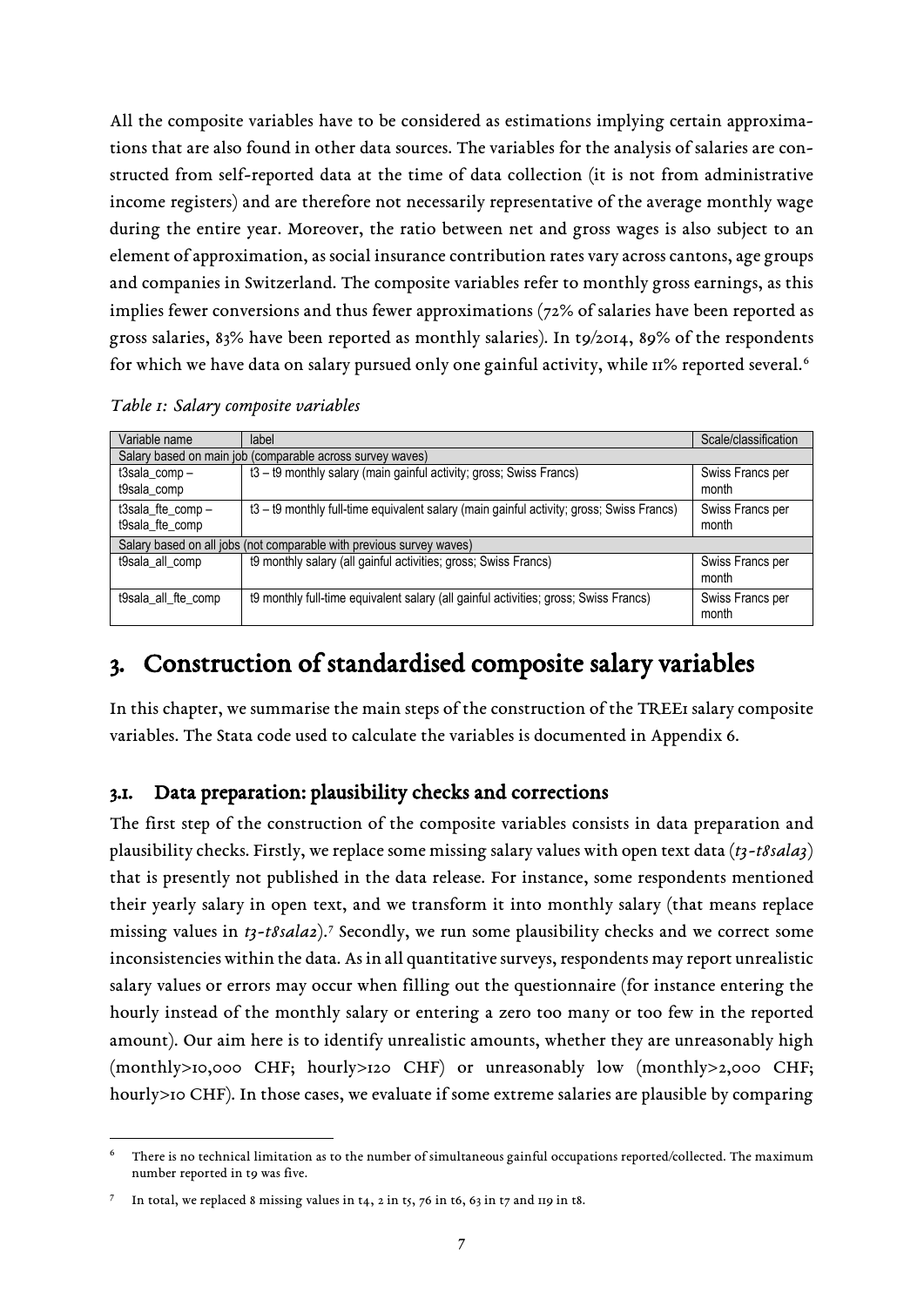All the composite variables have to be considered as estimations implying certain approximations that are also found in other data sources. The variables for the analysis of salaries are constructed from self-reported data at the time of data collection (it is not from administrative income registers) and are therefore not necessarily representative of the average monthly wage during the entire year. Moreover, the ratio between net and gross wages is also subject to an element of approximation, as social insurance contribution rates vary across cantons, age groups and companies in Switzerland. The composite variables refer to monthly gross earnings, as this implies fewer conversions and thus fewer approximations (72% of salaries have been reported as gross salaries, 83% have been reported as monthly salaries). In t9/2014, 89% of the respondents for which we have data on salary pursued only one gainful activity, while 11% reported several.[6]

*Table 1: Salary composite variables*

| Variable name | label | Scale/classification |
|---|---|---|
| Salary based on main job (comparable across survey waves) | | |
| t3sala_comp – t9sala_comp | t3 – t9 monthly salary (main gainful activity; gross; Swiss Francs) | Swiss Francs per month |
| t3sala_fte_comp – t9sala_fte_comp | t3 – t9 monthly full-time equivalent salary (main gainful activity; gross; Swiss Francs) | Swiss Francs per month |
| Salary based on all jobs (not comparable with previous survey waves) | | |
| t9sala_all_comp | t9 monthly salary (all gainful activities; gross; Swiss Francs) | Swiss Francs per month |
| t9sala_all_fte_comp | t9 monthly full-time equivalent salary (all gainful activities; gross; Swiss Francs) | Swiss Francs per month |

# 3. Construction of standardised composite salary variables

In this chapter, we summarise the main steps of the construction of the TREE1 salary composite variables. The Stata code used to calculate the variables is documented in Appendix 6.

## 3.1. Data preparation: plausibility checks and corrections

The first step of the construction of the composite variables consists in data preparation and plausibility checks. Firstly, we replace some missing salary values with open text data (*t3-t8sala3*) that is presently not published in the data release. For instance, some respondents mentioned their yearly salary in open text, and we transform it into monthly salary (that means replace missing values in *t3-t8sala2*).[7] Secondly, we run some plausibility checks and we correct some inconsistencies within the data. As in all quantitative surveys, respondents may report unrealistic salary values or errors may occur when filling out the questionnaire (for instance entering the hourly instead of the monthly salary or entering a zero too many or too few in the reported amount). Our aim here is to identify unrealistic amounts, whether they are unreasonably high (monthly>10,000 CHF; hourly>120 CHF) or unreasonably low (monthly>2,000 CHF; hourly>10 CHF). In those cases, we evaluate if some extreme salaries are plausible by comparing

---

[6] There is no technical limitation as to the number of simultaneous gainful occupations reported/collected. The maximum number reported in t9 was five.

[7] In total, we replaced 8 missing values in t4, 2 in t5, 76 in t6, 63 in t7 and 119 in t8.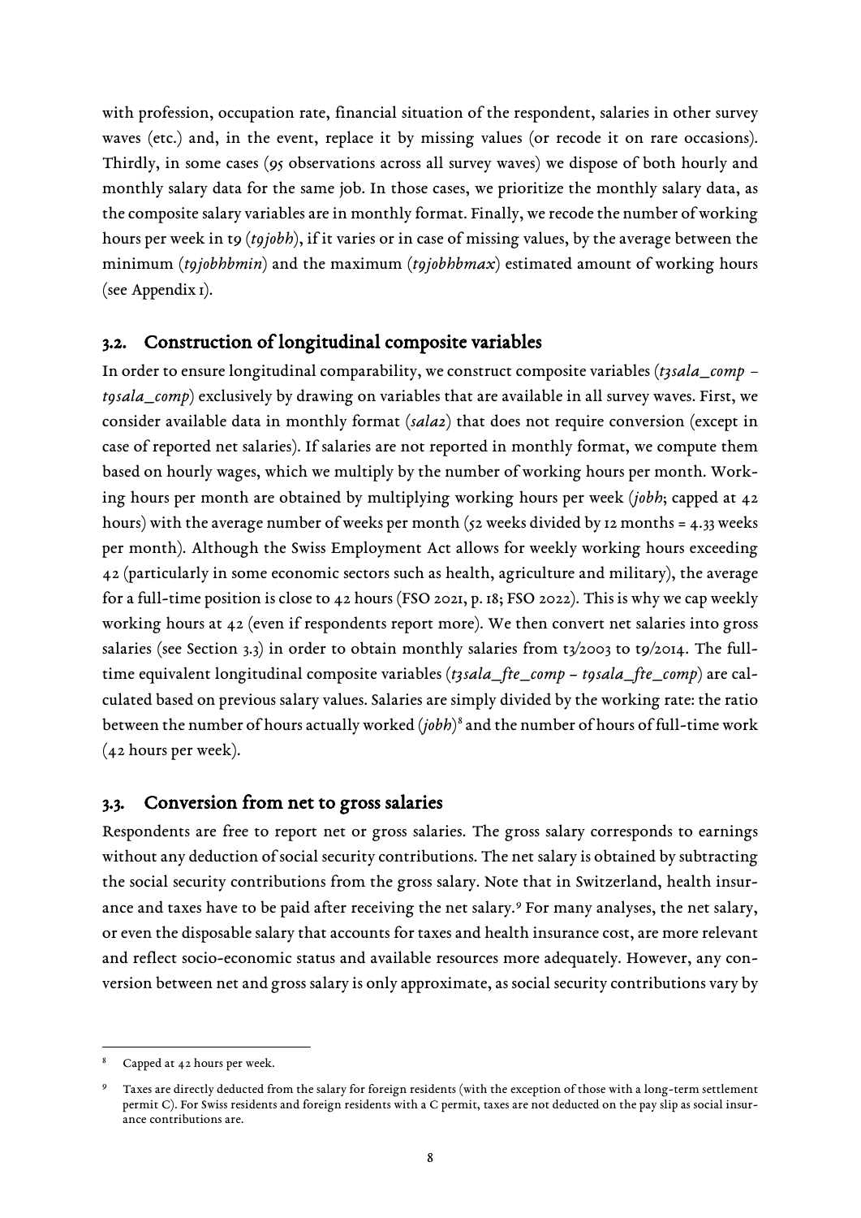with profession, occupation rate, financial situation of the respondent, salaries in other survey waves (etc.) and, in the event, replace it by missing values (or recode it on rare occasions). Thirdly, in some cases (95 observations across all survey waves) we dispose of both hourly and monthly salary data for the same job. In those cases, we prioritize the monthly salary data, as the composite salary variables are in monthly format. Finally, we recode the number of working hours per week in t9 (*t9jobh*), if it varies or in case of missing values, by the average between the minimum (*t9jobhhmin*) and the maximum (*t9jobhhmax*) estimated amount of working hours (see Appendix 1).

## 3.2. Construction of longitudinal composite variables

In order to ensure longitudinal comparability, we construct composite variables (*t3sala_comp* – *t9sala_comp*) exclusively by drawing on variables that are available in all survey waves. First, we consider available data in monthly format (*sala2*) that does not require conversion (except in case of reported net salaries). If salaries are not reported in monthly format, we compute them based on hourly wages, which we multiply by the number of working hours per month. Working hours per month are obtained by multiplying working hours per week (*jobh*; capped at 42 hours) with the average number of weeks per month (52 weeks divided by 12 months = 4.33 weeks per month). Although the Swiss Employment Act allows for weekly working hours exceeding 42 (particularly in some economic sectors such as health, agriculture and military), the average for a full-time position is close to 42 hours (FSO 2021, p. 18; FSO 2022). This is why we cap weekly working hours at 42 (even if respondents report more). We then convert net salaries into gross salaries (see Section 3.3) in order to obtain monthly salaries from t3/2003 to t9/2014. The full-time equivalent longitudinal composite variables (*t3sala_fte_comp* – *t9sala_fte_comp*) are calculated based on previous salary values. Salaries are simply divided by the working rate: the ratio between the number of hours actually worked (*jobh*)[8] and the number of hours of full-time work (42 hours per week).

## 3.3. Conversion from net to gross salaries

Respondents are free to report net or gross salaries. The gross salary corresponds to earnings without any deduction of social security contributions. The net salary is obtained by subtracting the social security contributions from the gross salary. Note that in Switzerland, health insurance and taxes have to be paid after receiving the net salary.[9] For many analyses, the net salary, or even the disposable salary that accounts for taxes and health insurance cost, are more relevant and reflect socio-economic status and available resources more adequately. However, any conversion between net and gross salary is only approximate, as social security contributions vary by

---

[8] Capped at 42 hours per week.

[9] Taxes are directly deducted from the salary for foreign residents (with the exception of those with a long-term settlement permit C). For Swiss residents and foreign residents with a C permit, taxes are not deducted on the pay slip as social insurance contributions are.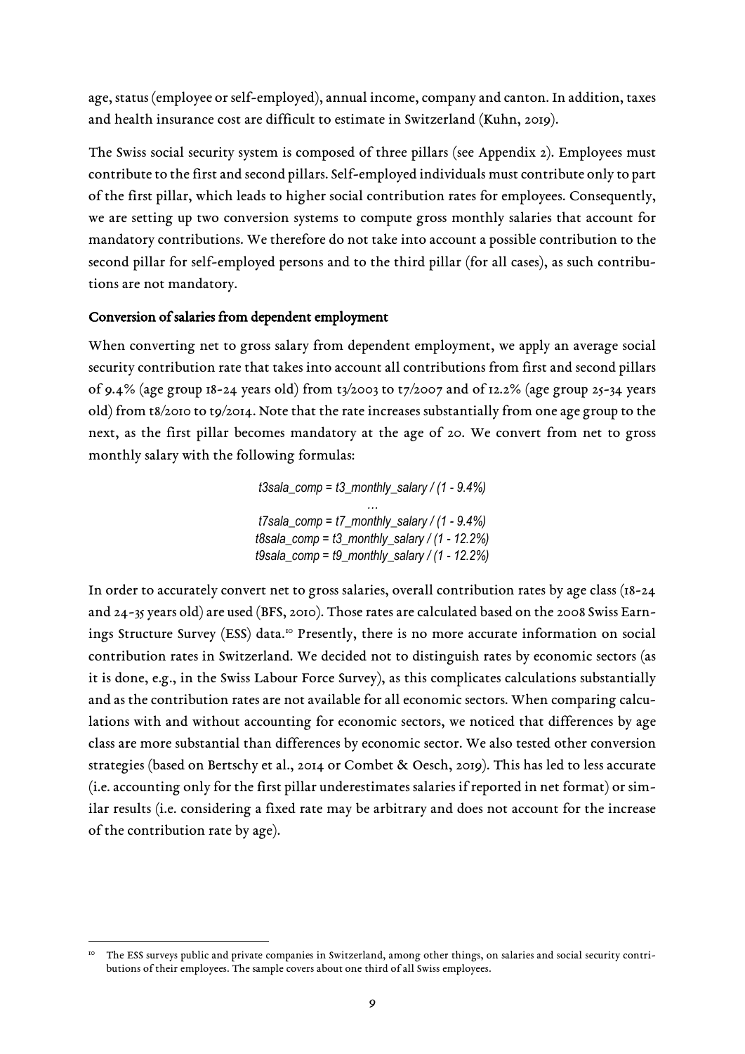age, status (employee or self-employed), annual income, company and canton. In addition, taxes and health insurance cost are difficult to estimate in Switzerland (Kuhn, 2019).

The Swiss social security system is composed of three pillars (see Appendix 2). Employees must contribute to the first and second pillars. Self-employed individuals must contribute only to part of the first pillar, which leads to higher social contribution rates for employees. Consequently, we are setting up two conversion systems to compute gross monthly salaries that account for mandatory contributions. We therefore do not take into account a possible contribution to the second pillar for self-employed persons and to the third pillar (for all cases), as such contributions are not mandatory.

**Conversion of salaries from dependent employment**

When converting net to gross salary from dependent employment, we apply an average social security contribution rate that takes into account all contributions from first and second pillars of 9.4% (age group 18-24 years old) from t3/2003 to t7/2007 and of 12.2% (age group 25-34 years old) from t8/2010 to t9/2014. Note that the rate increases substantially from one age group to the next, as the first pillar becomes mandatory at the age of 20. We convert from net to gross monthly salary with the following formulas:

*t3sala_comp = t3_monthly_salary / (1 - 9.4%)*

*…*

*t7sala_comp = t7_monthly_salary / (1 - 9.4%)*

*t8sala_comp = t3_monthly_salary / (1 - 12.2%)*

*t9sala_comp = t9_monthly_salary / (1 - 12.2%)*

In order to accurately convert net to gross salaries, overall contribution rates by age class (18-24 and 24-35 years old) are used (BFS, 2010). Those rates are calculated based on the 2008 Swiss Earnings Structure Survey (ESS) data.[10] Presently, there is no more accurate information on social contribution rates in Switzerland. We decided not to distinguish rates by economic sectors (as it is done, e.g., in the Swiss Labour Force Survey), as this complicates calculations substantially and as the contribution rates are not available for all economic sectors. When comparing calculations with and without accounting for economic sectors, we noticed that differences by age class are more substantial than differences by economic sector. We also tested other conversion strategies (based on Bertschy et al., 2014 or Combet & Oesch, 2019). This has led to less accurate (i.e. accounting only for the first pillar underestimates salaries if reported in net format) or similar results (i.e. considering a fixed rate may be arbitrary and does not account for the increase of the contribution rate by age).

---

[10] The ESS surveys public and private companies in Switzerland, among other things, on salaries and social security contributions of their employees. The sample covers about one third of all Swiss employees.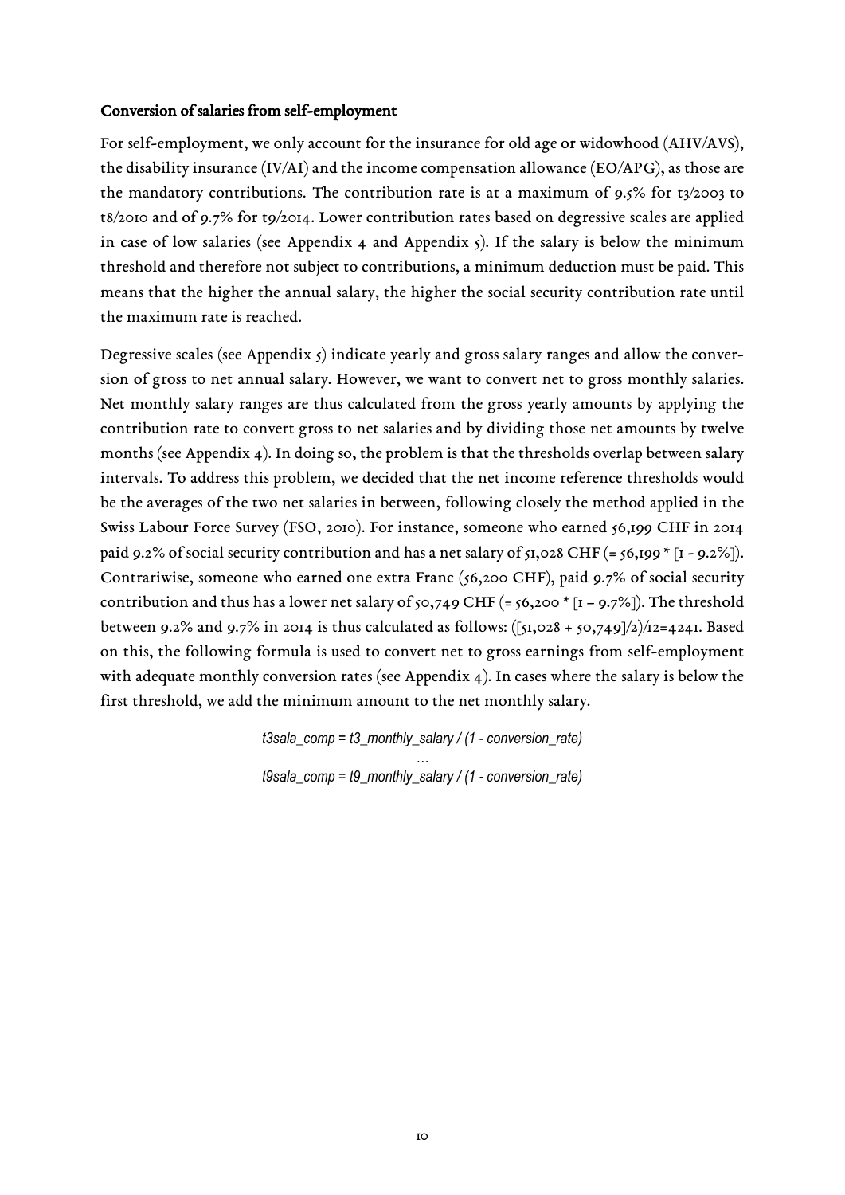### Conversion of salaries from self-employment

For self-employment, we only account for the insurance for old age or widowhood (AHV/AVS), the disability insurance (IV/AI) and the income compensation allowance (EO/APG), as those are the mandatory contributions. The contribution rate is at a maximum of 9.5% for t3/2003 to t8/2010 and of 9.7% for t9/2014. Lower contribution rates based on degressive scales are applied in case of low salaries (see Appendix 4 and Appendix 5). If the salary is below the minimum threshold and therefore not subject to contributions, a minimum deduction must be paid. This means that the higher the annual salary, the higher the social security contribution rate until the maximum rate is reached.

Degressive scales (see Appendix 5) indicate yearly and gross salary ranges and allow the conversion of gross to net annual salary. However, we want to convert net to gross monthly salaries. Net monthly salary ranges are thus calculated from the gross yearly amounts by applying the contribution rate to convert gross to net salaries and by dividing those net amounts by twelve months (see Appendix 4). In doing so, the problem is that the thresholds overlap between salary intervals. To address this problem, we decided that the net income reference thresholds would be the averages of the two net salaries in between, following closely the method applied in the Swiss Labour Force Survey (FSO, 2010). For instance, someone who earned 56,199 CHF in 2014 paid 9.2% of social security contribution and has a net salary of 51,028 CHF (= 56,199 * [1 - 9.2%]). Contrariwise, someone who earned one extra Franc (56,200 CHF), paid 9.7% of social security contribution and thus has a lower net salary of 50,749 CHF (= 56,200 * [1 – 9.7%]). The threshold between 9.2% and 9.7% in 2014 is thus calculated as follows: ([51,028 + 50,749]/2)/12=4241. Based on this, the following formula is used to convert net to gross earnings from self-employment with adequate monthly conversion rates (see Appendix 4). In cases where the salary is below the first threshold, we add the minimum amount to the net monthly salary.

*t3sala_comp = t3_monthly_salary / (1 - conversion_rate)*

*…*

*t9sala_comp = t9_monthly_salary / (1 - conversion_rate)*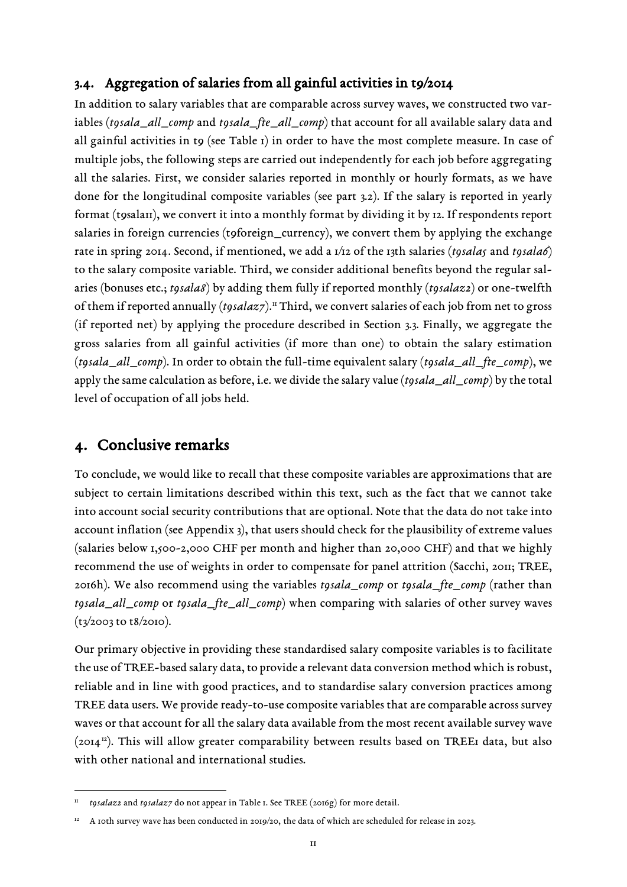### 3.4. Aggregation of salaries from all gainful activities in t9/2014

In addition to salary variables that are comparable across survey waves, we constructed two variables (*t9sala_all_comp* and *t9sala_fte_all_comp*) that account for all available salary data and all gainful activities in t9 (see Table 1) in order to have the most complete measure. In case of multiple jobs, the following steps are carried out independently for each job before aggregating all the salaries. First, we consider salaries reported in monthly or hourly formats, as we have done for the longitudinal composite variables (see part 3.2). If the salary is reported in yearly format (t9sala11), we convert it into a monthly format by dividing it by 12. If respondents report salaries in foreign currencies (t9foreign_currency), we convert them by applying the exchange rate in spring 2014. Second, if mentioned, we add a 1/12 of the 13th salaries (*t9sala5* and *t9sala6*) to the salary composite variable. Third, we consider additional benefits beyond the regular salaries (bonuses etc.; *t9sala8*) by adding them fully if reported monthly (*t9salaz2*) or one-twelfth of them if reported annually (*t9salaz7*).[11] Third, we convert salaries of each job from net to gross (if reported net) by applying the procedure described in Section 3.3. Finally, we aggregate the gross salaries from all gainful activities (if more than one) to obtain the salary estimation (*t9sala_all_comp*). In order to obtain the full-time equivalent salary (*t9sala_all_fte_comp*), we apply the same calculation as before, i.e. we divide the salary value (*t9sala_all_comp*) by the total level of occupation of all jobs held.

## 4. Conclusive remarks

To conclude, we would like to recall that these composite variables are approximations that are subject to certain limitations described within this text, such as the fact that we cannot take into account social security contributions that are optional. Note that the data do not take into account inflation (see Appendix 3), that users should check for the plausibility of extreme values (salaries below 1,500-2,000 CHF per month and higher than 20,000 CHF) and that we highly recommend the use of weights in order to compensate for panel attrition (Sacchi, 2011; TREE, 2016h). We also recommend using the variables *t9sala_comp* or *t9sala_fte_comp* (rather than *t9sala_all_comp* or *t9sala_fte_all_comp*) when comparing with salaries of other survey waves (t3/2003 to t8/2010).

Our primary objective in providing these standardised salary composite variables is to facilitate the use of TREE-based salary data, to provide a relevant data conversion method which is robust, reliable and in line with good practices, and to standardise salary conversion practices among TREE data users. We provide ready-to-use composite variables that are comparable across survey waves or that account for all the salary data available from the most recent available survey wave (2014[12]). This will allow greater comparability between results based on TREE1 data, but also with other national and international studies.

---

[11] *t9salaz2* and *t9salaz7* do not appear in Table 1. See TREE (2016g) for more detail.

[12] A 10th survey wave has been conducted in 2019/20, the data of which are scheduled for release in 2023.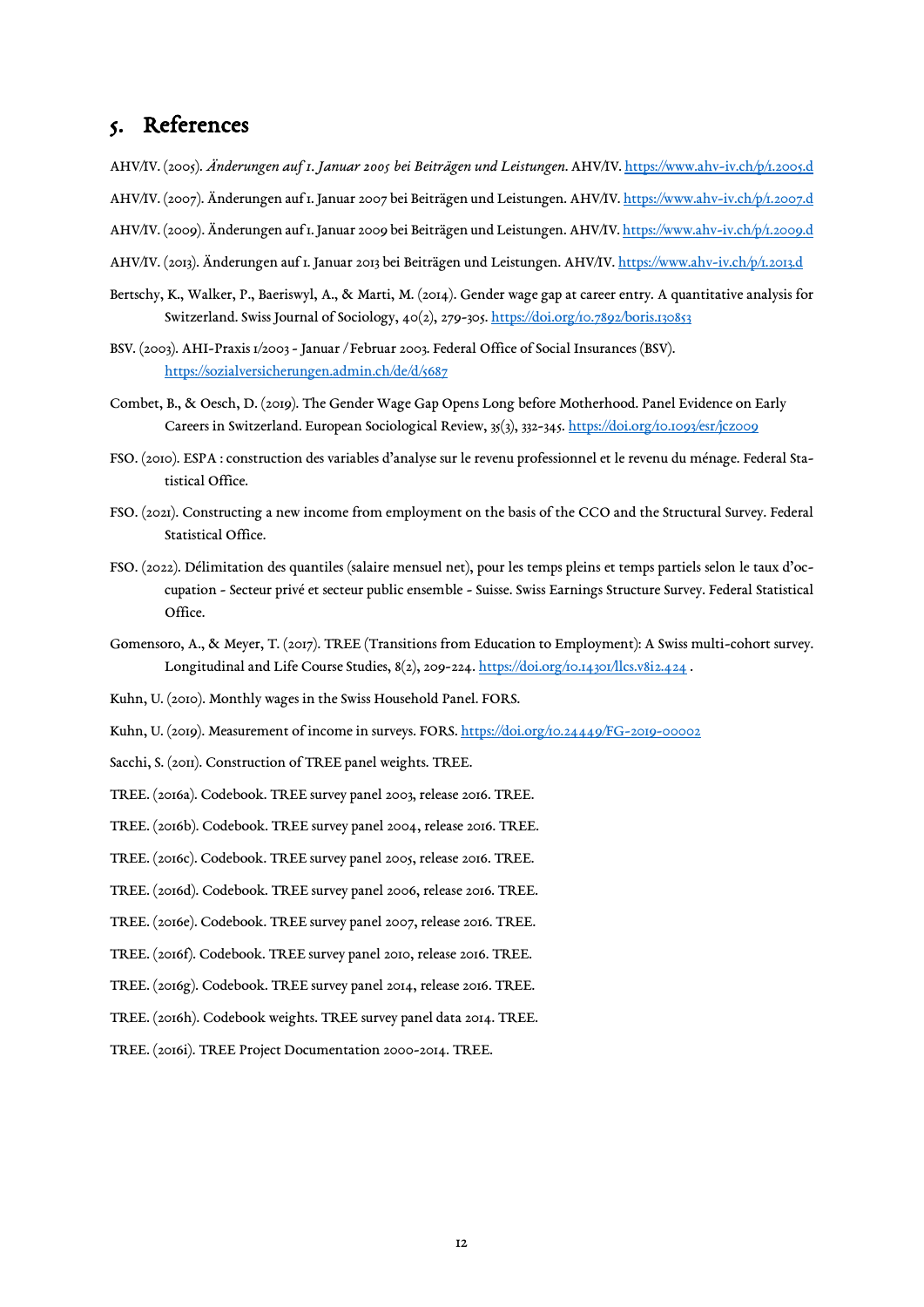# 5. References

AHV/IV. (2005). *Änderungen auf 1. Januar 2005 bei Beiträgen und Leistungen*. AHV/IV. https://www.ahv-iv.ch/p/1.2005.d

AHV/IV. (2007). Änderungen auf 1. Januar 2007 bei Beiträgen und Leistungen. AHV/IV. https://www.ahv-iv.ch/p/1.2007.d

AHV/IV. (2009). Änderungen auf 1. Januar 2009 bei Beiträgen und Leistungen. AHV/IV. https://www.ahv-iv.ch/p/1.2009.d

AHV/IV. (2013). Änderungen auf 1. Januar 2013 bei Beiträgen und Leistungen. AHV/IV. https://www.ahv-iv.ch/p/1.2013.d

Bertschy, K., Walker, P., Baeriswyl, A., & Marti, M. (2014). Gender wage gap at career entry. A quantitative analysis for Switzerland. Swiss Journal of Sociology, 40(2), 279-305. https://doi.org/10.7892/boris.130853

BSV. (2003). AHI-Praxis 1/2003 - Januar / Februar 2003. Federal Office of Social Insurances (BSV). https://sozialversicherungen.admin.ch/de/d/5687

Combet, B., & Oesch, D. (2019). The Gender Wage Gap Opens Long before Motherhood. Panel Evidence on Early Careers in Switzerland. European Sociological Review, 35(3), 332-345. https://doi.org/10.1093/esr/jcz009

FSO. (2010). ESPA : construction des variables d'analyse sur le revenu professionnel et le revenu du ménage. Federal Statistical Office.

FSO. (2021). Constructing a new income from employment on the basis of the CCO and the Structural Survey. Federal Statistical Office.

FSO. (2022). Délimitation des quantiles (salaire mensuel net), pour les temps pleins et temps partiels selon le taux d'occupation - Secteur privé et secteur public ensemble - Suisse. Swiss Earnings Structure Survey. Federal Statistical Office.

Gomensoro, A., & Meyer, T. (2017). TREE (Transitions from Education to Employment): A Swiss multi-cohort survey. Longitudinal and Life Course Studies, 8(2), 209-224. https://doi.org/10.14301/llcs.v8i2.424 .

Kuhn, U. (2010). Monthly wages in the Swiss Household Panel. FORS.

Kuhn, U. (2019). Measurement of income in surveys. FORS. https://doi.org/10.24449/FG-2019-00002

Sacchi, S. (2011). Construction of TREE panel weights. TREE.

TREE. (2016a). Codebook. TREE survey panel 2003, release 2016. TREE.

TREE. (2016b). Codebook. TREE survey panel 2004, release 2016. TREE.

TREE. (2016c). Codebook. TREE survey panel 2005, release 2016. TREE.

TREE. (2016d). Codebook. TREE survey panel 2006, release 2016. TREE.

TREE. (2016e). Codebook. TREE survey panel 2007, release 2016. TREE.

TREE. (2016f). Codebook. TREE survey panel 2010, release 2016. TREE.

TREE. (2016g). Codebook. TREE survey panel 2014, release 2016. TREE.

TREE. (2016h). Codebook weights. TREE survey panel data 2014. TREE.

TREE. (2016i). TREE Project Documentation 2000-2014. TREE.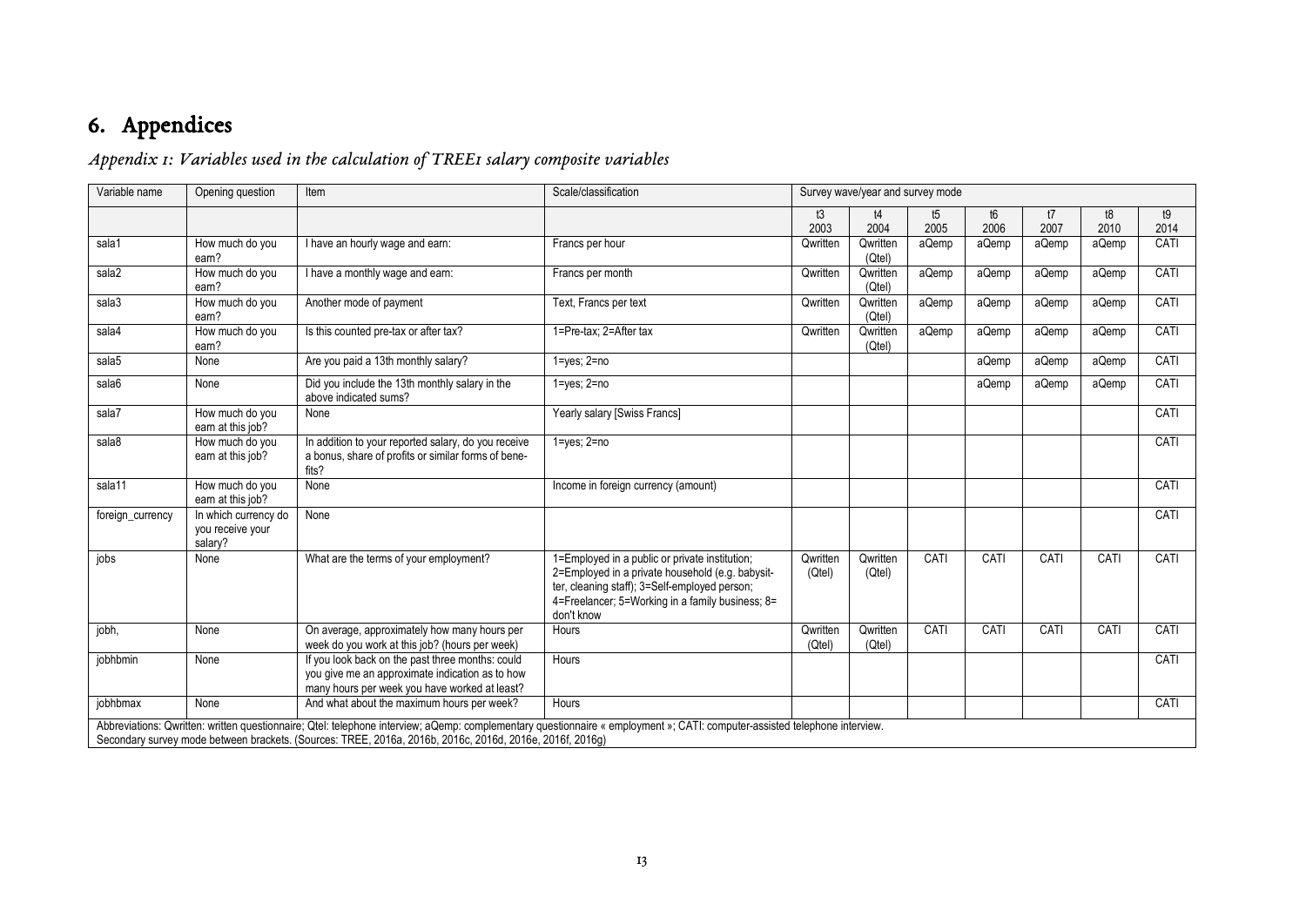# 6. Appendices

## *Appendix 1: Variables used in the calculation of TREE1 salary composite variables*

| Variable name | Opening question | Item | Scale/classification | Survey wave/year and survey mode | | | | | | |
|---|---|---|---|---|---|---|---|---|---|---|
| | | | | t3 2003 | t4 2004 | t5 2005 | t6 2006 | t7 2007 | t8 2010 | t9 2014 |
| sala1 | How much do you earn? | I have an hourly wage and earn: | Francs per hour | Qwritten | Qwritten (Qtel) | aQemp | aQemp | aQemp | aQemp | CATI |
| sala2 | How much do you earn? | I have a monthly wage and earn: | Francs per month | Qwritten | Qwritten (Qtel) | aQemp | aQemp | aQemp | aQemp | CATI |
| sala3 | How much do you earn? | Another mode of payment | Text, Francs per text | Qwritten | Qwritten (Qtel) | aQemp | aQemp | aQemp | aQemp | CATI |
| sala4 | How much do you earn? | Is this counted pre-tax or after tax? | 1=Pre-tax; 2=After tax | Qwritten | Qwritten (Qtel) | aQemp | aQemp | aQemp | aQemp | CATI |
| sala5 | None | Are you paid a 13th monthly salary? | 1=yes; 2=no | | | | aQemp | aQemp | aQemp | CATI |
| sala6 | None | Did you include the 13th monthly salary in the above indicated sums? | 1=yes; 2=no | | | | aQemp | aQemp | aQemp | CATI |
| sala7 | How much do you earn at this job? | None | Yearly salary [Swiss Francs] | | | | | | | CATI |
| sala8 | How much do you earn at this job? | In addition to your reported salary, do you receive a bonus, share of profits or similar forms of benefits? | 1=yes; 2=no | | | | | | | CATI |
| sala11 | How much do you earn at this job? | None | Income in foreign currency (amount) | | | | | | | CATI |
| foreign_currency | In which currency do you receive your salary? | None | | | | | | | | CATI |
| jobs | None | What are the terms of your employment? | 1=Employed in a public or private institution; 2=Employed in a private household (e.g. babysitter, cleaning staff); 3=Self-employed person; 4=Freelancer; 5=Working in a family business; 8= don't know | Qwritten (Qtel) | Qwritten (Qtel) | CATI | CATI | CATI | CATI | CATI |
| jobh, | None | On average, approximately how many hours per week do you work at this job? (hours per week) | Hours | Qwritten (Qtel) | Qwritten (Qtel) | CATI | CATI | CATI | CATI | CATI |
| jobhbmin | None | If you look back on the past three months: could you give me an approximate indication as to how many hours per week you have worked at least? | Hours | | | | | | | CATI |
| jobhbmax | None | And what about the maximum hours per week? | Hours | | | | | | | CATI |

Abbreviations: Qwritten: written questionnaire; Qtel: telephone interview; aQemp: complementary questionnaire « employment »; CATI: computer-assisted telephone interview.
Secondary survey mode between brackets. (Sources: TREE, 2016a, 2016b, 2016c, 2016d, 2016e, 2016f, 2016g)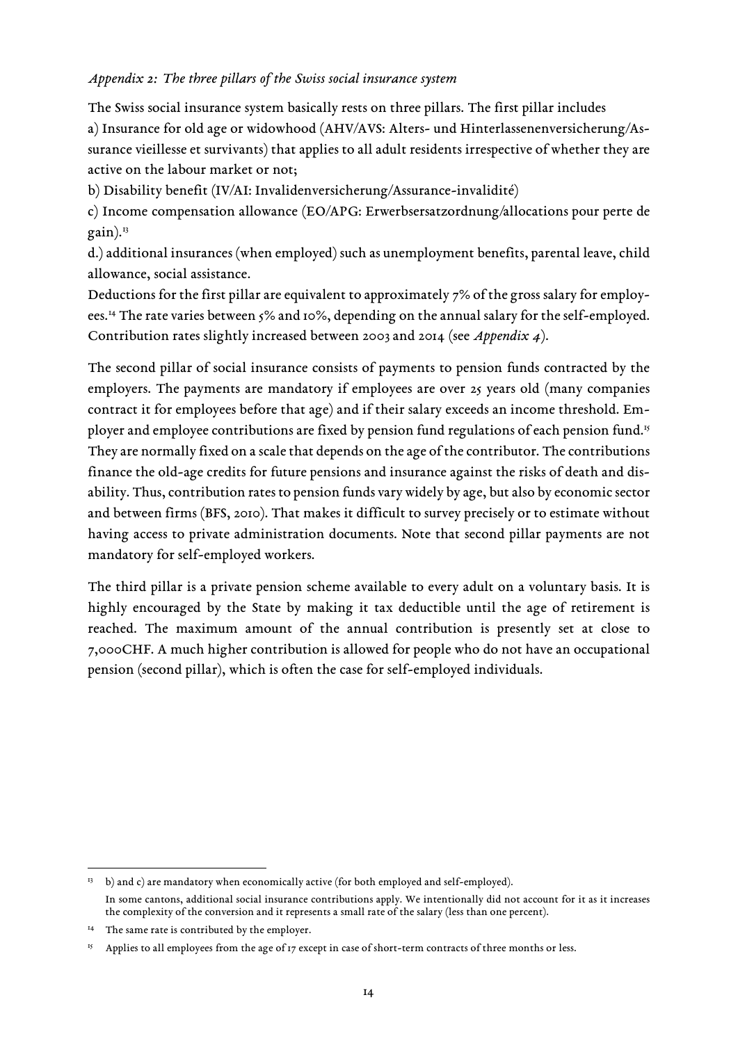*Appendix 2: The three pillars of the Swiss social insurance system*

The Swiss social insurance system basically rests on three pillars. The first pillar includes

a) Insurance for old age or widowhood (AHV/AVS: Alters- und Hinterlassenenversicherung/Assurance vieillesse et survivants) that applies to all adult residents irrespective of whether they are active on the labour market or not;

b) Disability benefit (IV/AI: Invalidenversicherung/Assurance-invalidité)

c) Income compensation allowance (EO/APG: Erwerbsersatzordnung/allocations pour perte de gain).[13]

d.) additional insurances (when employed) such as unemployment benefits, parental leave, child allowance, social assistance.

Deductions for the first pillar are equivalent to approximately 7% of the gross salary for employees.[14] The rate varies between 5% and 10%, depending on the annual salary for the self-employed. Contribution rates slightly increased between 2003 and 2014 (see *Appendix 4*).

The second pillar of social insurance consists of payments to pension funds contracted by the employers. The payments are mandatory if employees are over 25 years old (many companies contract it for employees before that age) and if their salary exceeds an income threshold. Employer and employee contributions are fixed by pension fund regulations of each pension fund.[15] They are normally fixed on a scale that depends on the age of the contributor. The contributions finance the old-age credits for future pensions and insurance against the risks of death and disability. Thus, contribution rates to pension funds vary widely by age, but also by economic sector and between firms (BFS, 2010). That makes it difficult to survey precisely or to estimate without having access to private administration documents. Note that second pillar payments are not mandatory for self-employed workers.

The third pillar is a private pension scheme available to every adult on a voluntary basis. It is highly encouraged by the State by making it tax deductible until the age of retirement is reached. The maximum amount of the annual contribution is presently set at close to 7,000CHF. A much higher contribution is allowed for people who do not have an occupational pension (second pillar), which is often the case for self-employed individuals.

---

[13] b) and c) are mandatory when economically active (for both employed and self-employed).
In some cantons, additional social insurance contributions apply. We intentionally did not account for it as it increases the complexity of the conversion and it represents a small rate of the salary (less than one percent).

[14] The same rate is contributed by the employer.

[15] Applies to all employees from the age of 17 except in case of short-term contracts of three months or less.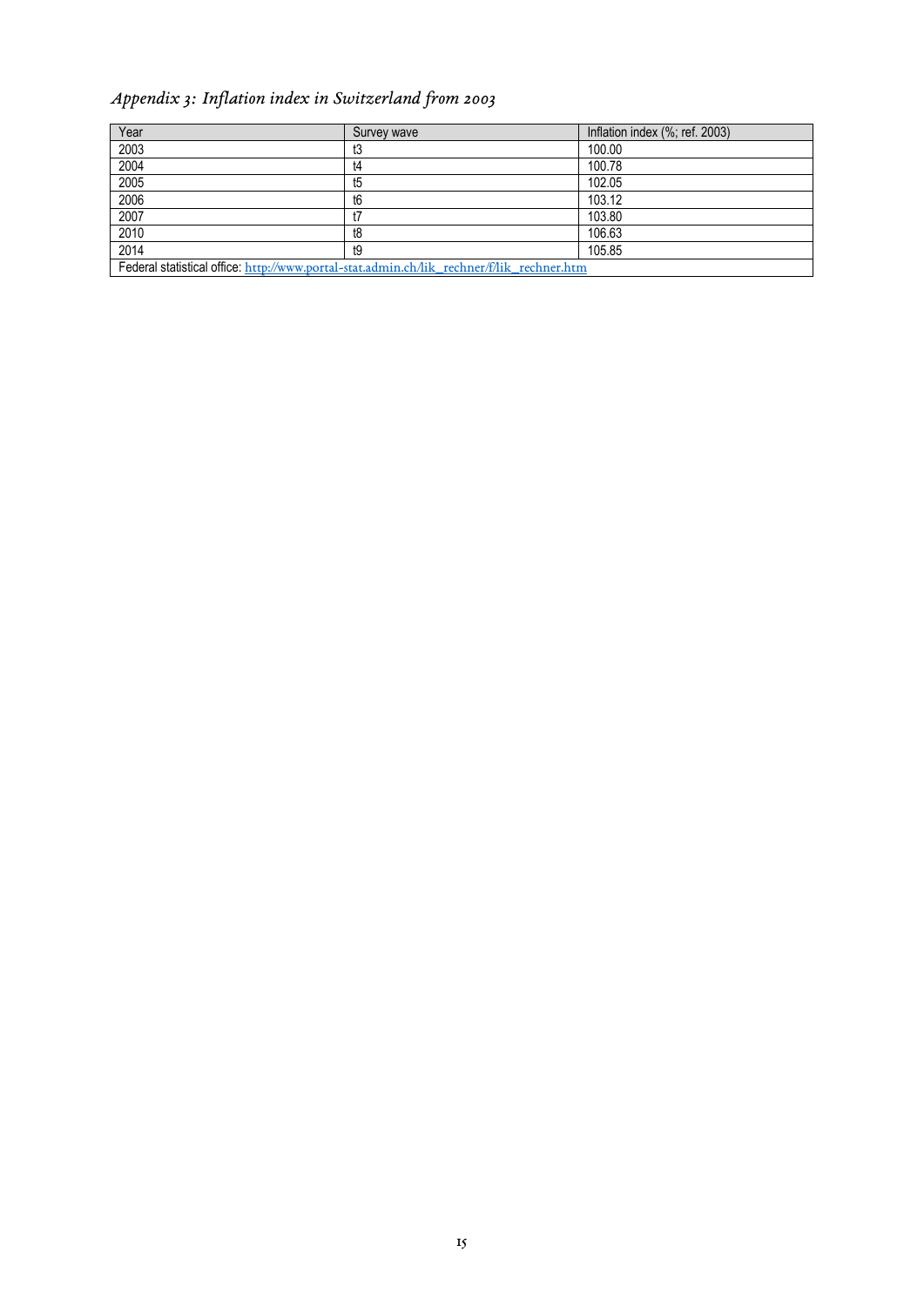*Appendix 3: Inflation index in Switzerland from 2003*

| Year | Survey wave | Inflation index (%; ref. 2003) |
|---|---|---|
| 2003 | t3 | 100.00 |
| 2004 | t4 | 100.78 |
| 2005 | t5 | 102.05 |
| 2006 | t6 | 103.12 |
| 2007 | t7 | 103.80 |
| 2010 | t8 | 106.63 |
| 2014 | t9 | 105.85 |
| Federal statistical office: http://www.portal-stat.admin.ch/lik_rechner/f/lik_rechner.htm | | |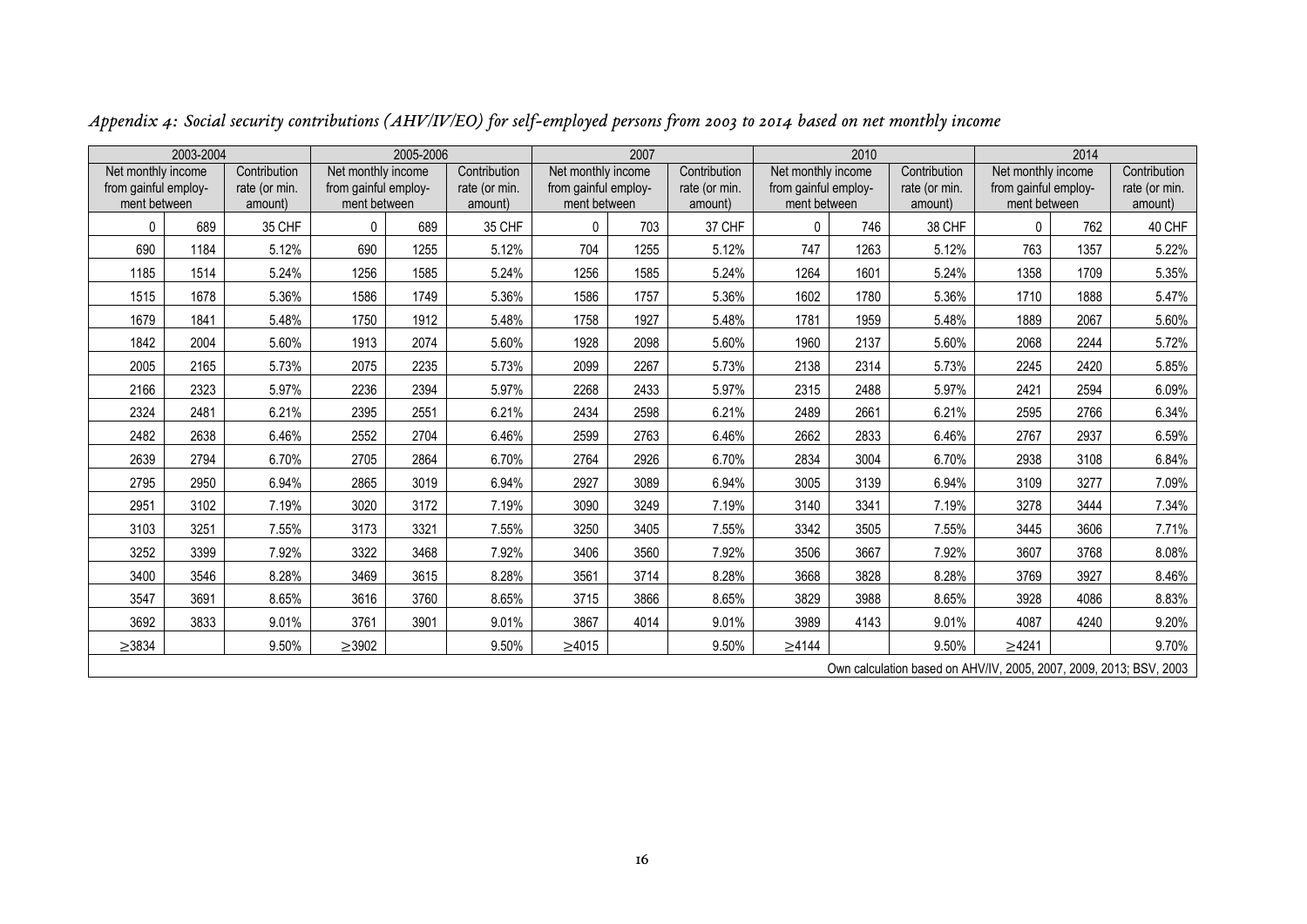*Appendix 4: Social security contributions (AHV/IV/EO) for self-employed persons from 2003 to 2014 based on net monthly income*

| 2003-2004 | | | 2005-2006 | | | 2007 | | | 2010 | | | 2014 | | |
|---|---|---|---|---|---|---|---|---|---|---|---|---|---|---|
| Net monthly income from gainful employ-ment between | | Contribution rate (or min. amount) | Net monthly income from gainful employ-ment between | | Contribution rate (or min. amount) | Net monthly income from gainful employ-ment between | | Contribution rate (or min. amount) | Net monthly income from gainful employ-ment between | | Contribution rate (or min. amount) | Net monthly income from gainful employ-ment between | | Contribution rate (or min. amount) |
| 0 | 689 | 35 CHF | 0 | 689 | 35 CHF | 0 | 703 | 37 CHF | 0 | 746 | 38 CHF | 0 | 762 | 40 CHF |
| 690 | 1184 | 5.12% | 690 | 1255 | 5.12% | 704 | 1255 | 5.12% | 747 | 1263 | 5.12% | 763 | 1357 | 5.22% |
| 1185 | 1514 | 5.24% | 1256 | 1585 | 5.24% | 1256 | 1585 | 5.24% | 1264 | 1601 | 5.24% | 1358 | 1709 | 5.35% |
| 1515 | 1678 | 5.36% | 1586 | 1749 | 5.36% | 1586 | 1757 | 5.36% | 1602 | 1780 | 5.36% | 1710 | 1888 | 5.47% |
| 1679 | 1841 | 5.48% | 1750 | 1912 | 5.48% | 1758 | 1927 | 5.48% | 1781 | 1959 | 5.48% | 1889 | 2067 | 5.60% |
| 1842 | 2004 | 5.60% | 1913 | 2074 | 5.60% | 1928 | 2098 | 5.60% | 1960 | 2137 | 5.60% | 2068 | 2244 | 5.72% |
| 2005 | 2165 | 5.73% | 2075 | 2235 | 5.73% | 2099 | 2267 | 5.73% | 2138 | 2314 | 5.73% | 2245 | 2420 | 5.85% |
| 2166 | 2323 | 5.97% | 2236 | 2394 | 5.97% | 2268 | 2433 | 5.97% | 2315 | 2488 | 5.97% | 2421 | 2594 | 6.09% |
| 2324 | 2481 | 6.21% | 2395 | 2551 | 6.21% | 2434 | 2598 | 6.21% | 2489 | 2661 | 6.21% | 2595 | 2766 | 6.34% |
| 2482 | 2638 | 6.46% | 2552 | 2704 | 6.46% | 2599 | 2763 | 6.46% | 2662 | 2833 | 6.46% | 2767 | 2937 | 6.59% |
| 2639 | 2794 | 6.70% | 2705 | 2864 | 6.70% | 2764 | 2926 | 6.70% | 2834 | 3004 | 6.70% | 2938 | 3108 | 6.84% |
| 2795 | 2950 | 6.94% | 2865 | 3019 | 6.94% | 2927 | 3089 | 6.94% | 3005 | 3139 | 6.94% | 3109 | 3277 | 7.09% |
| 2951 | 3102 | 7.19% | 3020 | 3172 | 7.19% | 3090 | 3249 | 7.19% | 3140 | 3341 | 7.19% | 3278 | 3444 | 7.34% |
| 3103 | 3251 | 7.55% | 3173 | 3321 | 7.55% | 3250 | 3405 | 7.55% | 3342 | 3505 | 7.55% | 3445 | 3606 | 7.71% |
| 3252 | 3399 | 7.92% | 3322 | 3468 | 7.92% | 3406 | 3560 | 7.92% | 3506 | 3667 | 7.92% | 3607 | 3768 | 8.08% |
| 3400 | 3546 | 8.28% | 3469 | 3615 | 8.28% | 3561 | 3714 | 8.28% | 3668 | 3828 | 8.28% | 3769 | 3927 | 8.46% |
| 3547 | 3691 | 8.65% | 3616 | 3760 | 8.65% | 3715 | 3866 | 8.65% | 3829 | 3988 | 8.65% | 3928 | 4086 | 8.83% |
| 3692 | 3833 | 9.01% | 3761 | 3901 | 9.01% | 3867 | 4014 | 9.01% | 3989 | 4143 | 9.01% | 4087 | 4240 | 9.20% |
| ≥3834 | | 9.50% | ≥3902 | | 9.50% | ≥4015 | | 9.50% | ≥4144 | | 9.50% | ≥4241 | | 9.70% |

Own calculation based on AHV/IV, 2005, 2007, 2009, 2013; BSV, 2003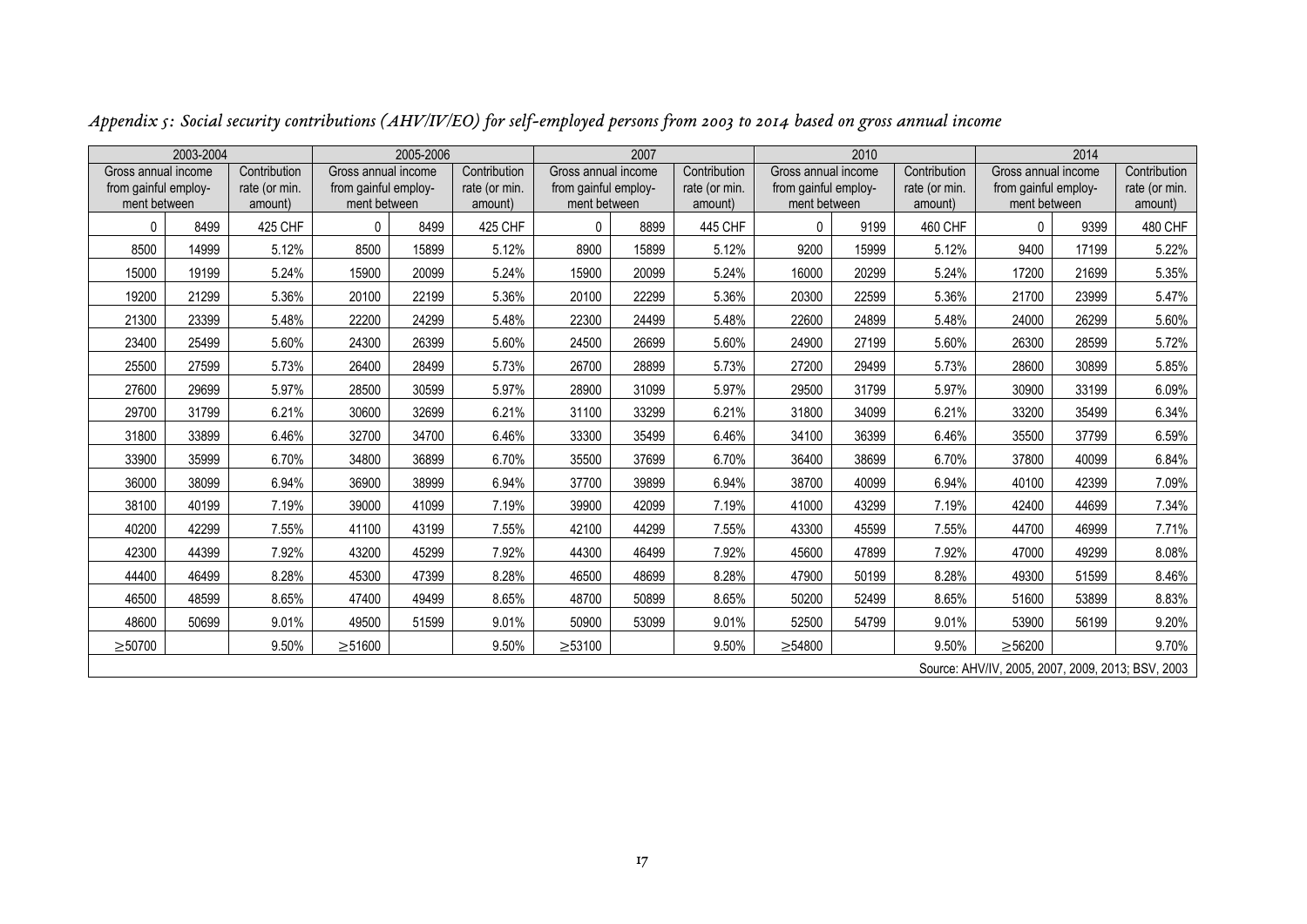*Appendix 5: Social security contributions (AHV/IV/EO) for self-employed persons from 2003 to 2014 based on gross annual income*

| 2003-2004 | | | 2005-2006 | | | 2007 | | | 2010 | | | 2014 | | |
|---|---|---|---|---|---|---|---|---|---|---|---|---|---|---|
| Gross annual income from gainful employ-ment between | | Contribution rate (or min. amount) | Gross annual income from gainful employ-ment between | | Contribution rate (or min. amount) | Gross annual income from gainful employ-ment between | | Contribution rate (or min. amount) | Gross annual income from gainful employ-ment between | | Contribution rate (or min. amount) | Gross annual income from gainful employ-ment between | | Contribution rate (or min. amount) |
| 0 | 8499 | 425 CHF | 0 | 8499 | 425 CHF | 0 | 8899 | 445 CHF | 0 | 9199 | 460 CHF | 0 | 9399 | 480 CHF |
| 8500 | 14999 | 5.12% | 8500 | 15899 | 5.12% | 8900 | 15899 | 5.12% | 9200 | 15999 | 5.12% | 9400 | 17199 | 5.22% |
| 15000 | 19199 | 5.24% | 15900 | 20099 | 5.24% | 15900 | 20099 | 5.24% | 16000 | 20299 | 5.24% | 17200 | 21699 | 5.35% |
| 19200 | 21299 | 5.36% | 20100 | 22199 | 5.36% | 20100 | 22299 | 5.36% | 20300 | 22599 | 5.36% | 21700 | 23999 | 5.47% |
| 21300 | 23399 | 5.48% | 22200 | 24299 | 5.48% | 22300 | 24499 | 5.48% | 22600 | 24899 | 5.48% | 24000 | 26299 | 5.60% |
| 23400 | 25499 | 5.60% | 24300 | 26399 | 5.60% | 24500 | 26699 | 5.60% | 24900 | 27199 | 5.60% | 26300 | 28599 | 5.72% |
| 25500 | 27599 | 5.73% | 26400 | 28499 | 5.73% | 26700 | 28899 | 5.73% | 27200 | 29499 | 5.73% | 28600 | 30899 | 5.85% |
| 27600 | 29699 | 5.97% | 28500 | 30599 | 5.97% | 28900 | 31099 | 5.97% | 29500 | 31799 | 5.97% | 30900 | 33199 | 6.09% |
| 29700 | 31799 | 6.21% | 30600 | 32699 | 6.21% | 31100 | 33299 | 6.21% | 31800 | 34099 | 6.21% | 33200 | 35499 | 6.34% |
| 31800 | 33899 | 6.46% | 32700 | 34700 | 6.46% | 33300 | 35499 | 6.46% | 34100 | 36399 | 6.46% | 35500 | 37799 | 6.59% |
| 33900 | 35999 | 6.70% | 34800 | 36899 | 6.70% | 35500 | 37699 | 6.70% | 36400 | 38699 | 6.70% | 37800 | 40099 | 6.84% |
| 36000 | 38099 | 6.94% | 36900 | 38999 | 6.94% | 37700 | 39899 | 6.94% | 38700 | 40099 | 6.94% | 40100 | 42399 | 7.09% |
| 38100 | 40199 | 7.19% | 39000 | 41099 | 7.19% | 39900 | 42099 | 7.19% | 41000 | 43299 | 7.19% | 42400 | 44699 | 7.34% |
| 40200 | 42299 | 7.55% | 41100 | 43199 | 7.55% | 42100 | 44299 | 7.55% | 43300 | 45599 | 7.55% | 44700 | 46999 | 7.71% |
| 42300 | 44399 | 7.92% | 43200 | 45299 | 7.92% | 44300 | 46499 | 7.92% | 45600 | 47899 | 7.92% | 47000 | 49299 | 8.08% |
| 44400 | 46499 | 8.28% | 45300 | 47399 | 8.28% | 46500 | 48699 | 8.28% | 47900 | 50199 | 8.28% | 49300 | 51599 | 8.46% |
| 46500 | 48599 | 8.65% | 47400 | 49499 | 8.65% | 48700 | 50899 | 8.65% | 50200 | 52499 | 8.65% | 51600 | 53899 | 8.83% |
| 48600 | 50699 | 9.01% | 49500 | 51599 | 9.01% | 50900 | 53099 | 9.01% | 52500 | 54799 | 9.01% | 53900 | 56199 | 9.20% |
| ≥50700 | | 9.50% | ≥51600 | | 9.50% | ≥53100 | | 9.50% | ≥54800 | | 9.50% | ≥56200 | | 9.70% |

Source: AHV/IV, 2005, 2007, 2009, 2013; BSV, 2003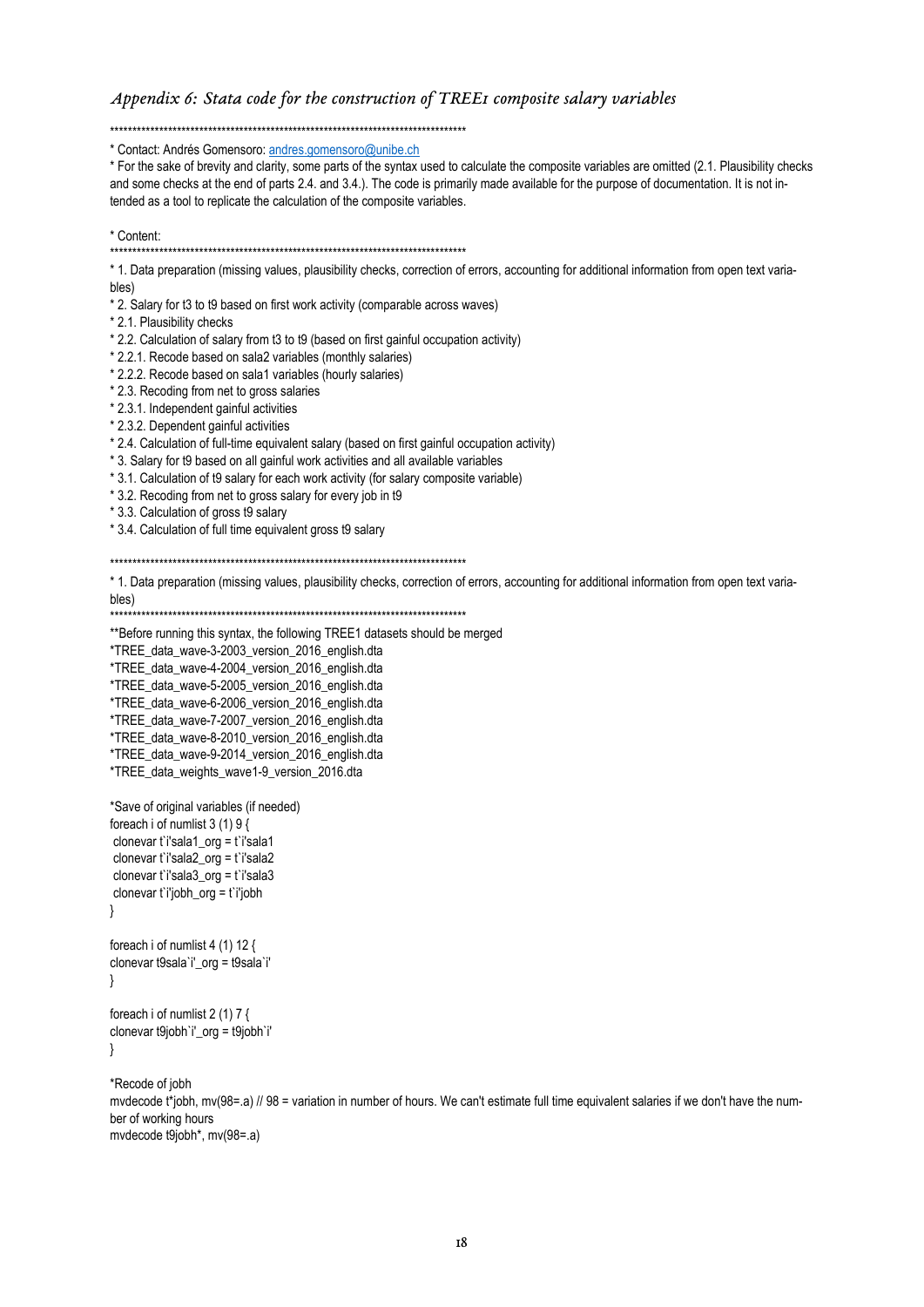## *Appendix 6: Stata code for the construction of TREE1 composite salary variables*

```
******************************************************************************
* Contact: Andrés Gomensoro: andres.gomensoro@unibe.ch
* For the sake of brevity and clarity, some parts of the syntax used to calculate the composite variables are omitted (2.1. Plausibility checks and some checks at the end of parts 2.4. and 3.4.). The code is primarily made available for the purpose of documentation. It is not intended as a tool to replicate the calculation of the composite variables.

* Content:
******************************************************************************
* 1. Data preparation (missing values, plausibility checks, correction of errors, accounting for additional information from open text variables)
* 2. Salary for t3 to t9 based on first work activity (comparable across waves)
* 2.1. Plausibility checks
* 2.2. Calculation of salary from t3 to t9 (based on first gainful occupation activity)
* 2.2.1. Recode based on sala2 variables (monthly salaries)
* 2.2.2. Recode based on sala1 variables (hourly salaries)
* 2.3. Recoding from net to gross salaries
* 2.3.1. Independent gainful activities
* 2.3.2. Dependent gainful activities
* 2.4. Calculation of full-time equivalent salary (based on first gainful occupation activity)
* 3. Salary for t9 based on all gainful work activities and all available variables
* 3.1. Calculation of t9 salary for each work activity (for salary composite variable)
* 3.2. Recoding from net to gross salary for every job in t9
* 3.3. Calculation of gross t9 salary
* 3.4. Calculation of full time equivalent gross t9 salary

******************************************************************************
* 1. Data preparation (missing values, plausibility checks, correction of errors, accounting for additional information from open text variables)
******************************************************************************
**Before running this syntax, the following TREE1 datasets should be merged
*TREE_data_wave-3-2003_version_2016_english.dta
*TREE_data_wave-4-2004_version_2016_english.dta
*TREE_data_wave-5-2005_version_2016_english.dta
*TREE_data_wave-6-2006_version_2016_english.dta
*TREE_data_wave-7-2007_version_2016_english.dta
*TREE_data_wave-8-2010_version_2016_english.dta
*TREE_data_wave-9-2014_version_2016_english.dta
*TREE_data_weights_wave1-9_version_2016.dta

*Save of original variables (if needed)
foreach i of numlist 3 (1) 9 {
 clonevar t`i'sala1_org = t`i'sala1
 clonevar t`i'sala2_org = t`i'sala2
 clonevar t`i'sala3_org = t`i'sala3
 clonevar t`i'jobh_org = t`i'jobh
}

foreach i of numlist 4 (1) 12 {
clonevar t9sala`i'_org = t9sala`i'
}

foreach i of numlist 2 (1) 7 {
clonevar t9jobh`i'_org = t9jobh`i'
}

*Recode of jobh
mvdecode t*jobh, mv(98=.a) // 98 = variation in number of hours. We can't estimate full time equivalent salaries if we don't have the number of working hours
mvdecode t9jobh*, mv(98=.a)
```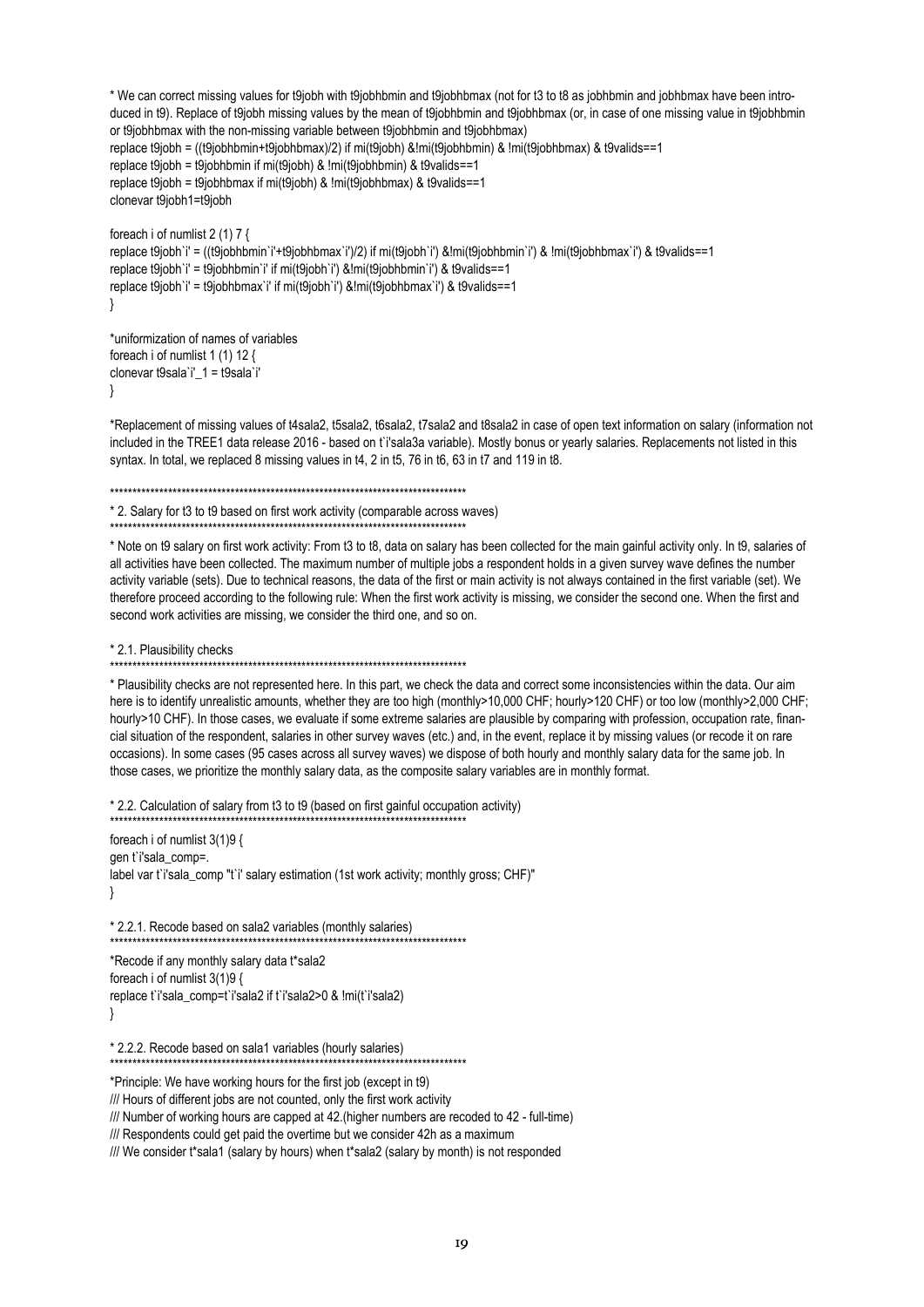```
* We can correct missing values for t9jobh with t9jobhbmin and t9jobhbmax (not for t3 to t8 as jobhbmin and jobhbmax have been intro-
duced in t9). Replace of t9jobh missing values by the mean of t9jobhbmin and t9jobhbmax (or, in case of one missing value in t9jobhbmin
or t9jobhbmax with the non-missing variable between t9jobhbmin and t9jobhbmax)
replace t9jobh = ((t9jobhbmin+t9jobhbmax)/2) if mi(t9jobh) &!mi(t9jobhbmin) & !mi(t9jobhbmax) & t9valids==1
replace t9jobh = t9jobhbmin if mi(t9jobh) & !mi(t9jobhbmin) & t9valids==1
replace t9jobh = t9jobhbmax if mi(t9jobh) & !mi(t9jobhbmax) & t9valids==1
clonevar t9jobh1=t9jobh

foreach i of numlist 2 (1) 7 {
replace t9jobh`i' = ((t9jobhbmin`i'+t9jobhbmax`i')/2) if mi(t9jobh`i') &!mi(t9jobhbmin`i') & !mi(t9jobhbmax`i') & t9valids==1
replace t9jobh`i' = t9jobhbmin`i' if mi(t9jobh`i') &!mi(t9jobhbmin`i') & t9valids==1
replace t9jobh`i' = t9jobhbmax`i' if mi(t9jobh`i') &!mi(t9jobhbmax`i') & t9valids==1
}

*uniformization of names of variables
foreach i of numlist 1 (1) 12 {
clonevar t9sala`i'_1 = t9sala`i'
}

*Replacement of missing values of t4sala2, t5sala2, t6sala2, t7sala2 and t8sala2 in case of open text information on salary (information not
included in the TREE1 data release 2016 - based on t`i'sala3a variable). Mostly bonus or yearly salaries. Replacements not listed in this
syntax. In total, we replaced 8 missing values in t4, 2 in t5, 76 in t6, 63 in t7 and 119 in t8.

*******************************************************************************
* 2. Salary for t3 to t9 based on first work activity (comparable across waves)
*******************************************************************************

* Note on t9 salary on first work activity: From t3 to t8, data on salary has been collected for the main gainful activity only. In t9, salaries of
all activities have been collected. The maximum number of multiple jobs a respondent holds in a given survey wave defines the number
activity variable (sets). Due to technical reasons, the data of the first or main activity is not always contained in the first variable (set). We
therefore proceed according to the following rule: When the first work activity is missing, we consider the second one. When the first and
second work activities are missing, we consider the third one, and so on.

* 2.1. Plausibility checks
*******************************************************************************

* Plausibility checks are not represented here. In this part, we check the data and correct some inconsistencies within the data. Our aim
here is to identify unrealistic amounts, whether they are too high (monthly>10,000 CHF; hourly>120 CHF) or too low (monthly>2,000 CHF;
hourly>10 CHF). In those cases, we evaluate if some extreme salaries are plausible by comparing with profession, occupation rate, finan-
cial situation of the respondent, salaries in other survey waves (etc.) and, in the event, replace it by missing values (or recode it on rare
occasions). In some cases (95 cases across all survey waves) we dispose of both hourly and monthly salary data for the same job. In
those cases, we prioritize the monthly salary data, as the composite salary variables are in monthly format.

* 2.2. Calculation of salary from t3 to t9 (based on first gainful occupation activity)
*******************************************************************************

foreach i of numlist 3(1)9 {
gen t`i'sala_comp=.
label var t`i'sala_comp "t`i' salary estimation (1st work activity; monthly gross; CHF)"
}

* 2.2.1. Recode based on sala2 variables (monthly salaries)
*******************************************************************************

*Recode if any monthly salary data t*sala2
foreach i of numlist 3(1)9 {
replace t`i'sala_comp=t`i'sala2 if t`i'sala2>0 & !mi(t`i'sala2)
}

* 2.2.2. Recode based on sala1 variables (hourly salaries)
*******************************************************************************

*Principle: We have working hours for the first job (except in t9)
/// Hours of different jobs are not counted, only the first work activity
/// Number of working hours are capped at 42.(higher numbers are recoded to 42 - full-time)
/// Respondents could get paid the overtime but we consider 42h as a maximum
/// We consider t*sala1 (salary by hours) when t*sala2 (salary by month) is not responded
```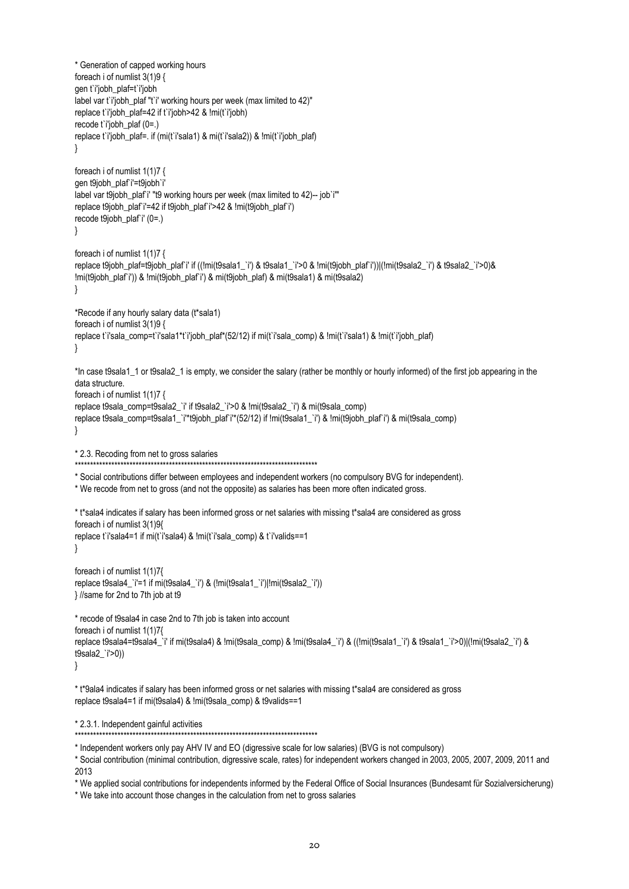```
* Generation of capped working hours
foreach i of numlist 3(1)9 {
gen t`i'jobh_plaf=t`i'jobh
label var t`i'jobh_plaf "t`i' working hours per week (max limited to 42)"
replace t`i'jobh_plaf=42 if t`i'jobh>42 & !mi(t`i'jobh)
recode t`i'jobh_plaf (0=.)
replace t`i'jobh_plaf=. if (mi(t`i'sala1) & mi(t`i'sala2)) & !mi(t`i'jobh_plaf)
}

foreach i of numlist 1(1)7 {
gen t9jobh_plaf`i'=t9jobh`i'
label var t9jobh_plaf`i' "t9 working hours per week (max limited to 42)-- job`i'"
replace t9jobh_plaf`i'=42 if t9jobh_plaf`i'>42 & !mi(t9jobh_plaf`i')
recode t9jobh_plaf`i' (0=.)
}

foreach i of numlist 1(1)7 {
replace t9jobh_plaf=t9jobh_plaf`i' if ((!mi(t9sala1_`i') & t9sala1_`i'>0 & !mi(t9jobh_plaf`i'))|(!mi(t9sala2_`i') & t9sala2_`i'>0)&
!mi(t9jobh_plaf`i')) & !mi(t9jobh_plaf`i') & mi(t9jobh_plaf) & mi(t9sala1) & mi(t9sala2)
}

*Recode if any hourly salary data (t*sala1)
foreach i of numlist 3(1)9 {
replace t`i'sala_comp=t`i'sala1*t`i'jobh_plaf*(52/12) if mi(t`i'sala_comp) & !mi(t`i'sala1) & !mi(t`i'jobh_plaf)
}

*In case t9sala1_1 or t9sala2_1 is empty, we consider the salary (rather be monthly or hourly informed) of the first job appearing in the
data structure.
foreach i of numlist 1(1)7 {
replace t9sala_comp=t9sala2_`i' if t9sala2_`i'>0 & !mi(t9sala2_`i') & mi(t9sala_comp)
replace t9sala_comp=t9sala1_`i'*t9jobh_plaf`i'*(52/12) if !mi(t9sala1_`i') & !mi(t9jobh_plaf`i') & mi(t9sala_comp)
}

* 2.3. Recoding from net to gross salaries
*******************************************************************************

* Social contributions differ between employees and independent workers (no compulsory BVG for independent).
* We recode from net to gross (and not the opposite) as salaries has been more often indicated gross.

* t*sala4 indicates if salary has been informed gross or net salaries with missing t*sala4 are considered as gross
foreach i of numlist 3(1)9{
replace t`i'sala4=1 if mi(t`i'sala4) & !mi(t`i'sala_comp) & t`i'valids==1
}

foreach i of numlist 1(1)7{
replace t9sala4_`i'=1 if mi(t9sala4_`i') & (!mi(t9sala1_`i')|!mi(t9sala2_`i'))
} //same for 2nd to 7th job at t9

* recode of t9sala4 in case 2nd to 7th job is taken into account
foreach i of numlist 1(1)7{
replace t9sala4=t9sala4_`i' if mi(t9sala4) & !mi(t9sala_comp) & !mi(t9sala4_`i') & ((!mi(t9sala1_`i') & t9sala1_`i'>0)|(!mi(t9sala2_`i') &
t9sala2_`i'>0))
}

* t*9ala4 indicates if salary has been informed gross or net salaries with missing t*sala4 are considered as gross
replace t9sala4=1 if mi(t9sala4) & !mi(t9sala_comp) & t9valids==1

* 2.3.1. Independent gainful activities
*******************************************************************************

* Independent workers only pay AHV IV and EO (digressive scale for low salaries) (BVG is not compulsory)
* Social contribution (minimal contribution, digressive scale, rates) for independent workers changed in 2003, 2005, 2007, 2009, 2011 and
2013
* We applied social contributions for independents informed by the Federal Office of Social Insurances (Bundesamt für Sozialversicherung)
* We take into account those changes in the calculation from net to gross salaries
```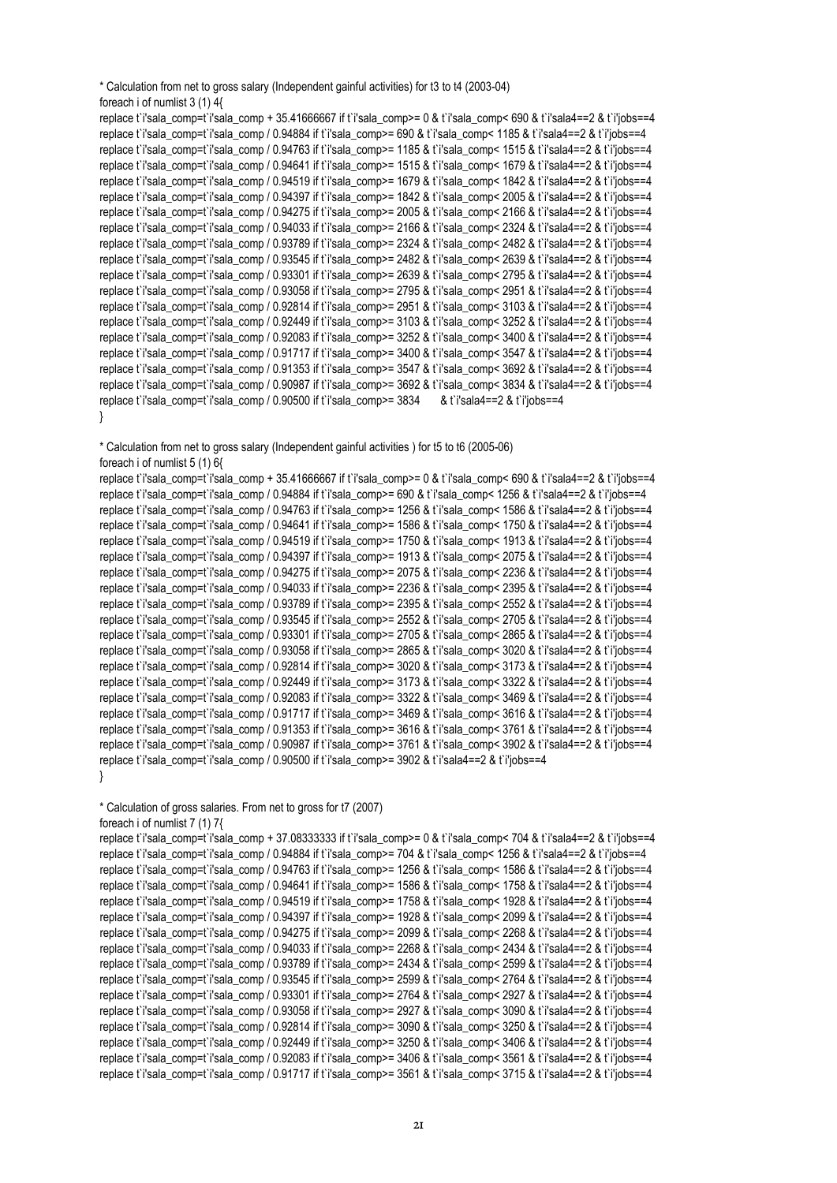```
* Calculation from net to gross salary (Independent gainful activities) for t3 to t4 (2003-04)
foreach i of numlist 3 (1) 4{
replace t`i'sala_comp=t`i'sala_comp + 35.41666667 if t`i'sala_comp>= 0 & t`i'sala_comp< 690 & t`i'sala4==2 & t`i'jobs==4
replace t`i'sala_comp=t`i'sala_comp / 0.94884 if t`i'sala_comp>= 690 & t`i'sala_comp< 1185 & t`i'sala4==2 & t`i'jobs==4
replace t`i'sala_comp=t`i'sala_comp / 0.94763 if t`i'sala_comp>= 1185 & t`i'sala_comp< 1515 & t`i'sala4==2 & t`i'jobs==4
replace t`i'sala_comp=t`i'sala_comp / 0.94641 if t`i'sala_comp>= 1515 & t`i'sala_comp< 1679 & t`i'sala4==2 & t`i'jobs==4
replace t`i'sala_comp=t`i'sala_comp / 0.94519 if t`i'sala_comp>= 1679 & t`i'sala_comp< 1842 & t`i'sala4==2 & t`i'jobs==4
replace t`i'sala_comp=t`i'sala_comp / 0.94397 if t`i'sala_comp>= 1842 & t`i'sala_comp< 2005 & t`i'sala4==2 & t`i'jobs==4
replace t`i'sala_comp=t`i'sala_comp / 0.94275 if t`i'sala_comp>= 2005 & t`i'sala_comp< 2166 & t`i'sala4==2 & t`i'jobs==4
replace t`i'sala_comp=t`i'sala_comp / 0.94033 if t`i'sala_comp>= 2166 & t`i'sala_comp< 2324 & t`i'sala4==2 & t`i'jobs==4
replace t`i'sala_comp=t`i'sala_comp / 0.93789 if t`i'sala_comp>= 2324 & t`i'sala_comp< 2482 & t`i'sala4==2 & t`i'jobs==4
replace t`i'sala_comp=t`i'sala_comp / 0.93545 if t`i'sala_comp>= 2482 & t`i'sala_comp< 2639 & t`i'sala4==2 & t`i'jobs==4
replace t`i'sala_comp=t`i'sala_comp / 0.93301 if t`i'sala_comp>= 2639 & t`i'sala_comp< 2795 & t`i'sala4==2 & t`i'jobs==4
replace t`i'sala_comp=t`i'sala_comp / 0.93058 if t`i'sala_comp>= 2795 & t`i'sala_comp< 2951 & t`i'sala4==2 & t`i'jobs==4
replace t`i'sala_comp=t`i'sala_comp / 0.92814 if t`i'sala_comp>= 2951 & t`i'sala_comp< 3103 & t`i'sala4==2 & t`i'jobs==4
replace t`i'sala_comp=t`i'sala_comp / 0.92449 if t`i'sala_comp>= 3103 & t`i'sala_comp< 3252 & t`i'sala4==2 & t`i'jobs==4
replace t`i'sala_comp=t`i'sala_comp / 0.92083 if t`i'sala_comp>= 3252 & t`i'sala_comp< 3400 & t`i'sala4==2 & t`i'jobs==4
replace t`i'sala_comp=t`i'sala_comp / 0.91717 if t`i'sala_comp>= 3400 & t`i'sala_comp< 3547 & t`i'sala4==2 & t`i'jobs==4
replace t`i'sala_comp=t`i'sala_comp / 0.91353 if t`i'sala_comp>= 3547 & t`i'sala_comp< 3692 & t`i'sala4==2 & t`i'jobs==4
replace t`i'sala_comp=t`i'sala_comp / 0.90987 if t`i'sala_comp>= 3692 & t`i'sala_comp< 3834 & t`i'sala4==2 & t`i'jobs==4
replace t`i'sala_comp=t`i'sala_comp / 0.90500 if t`i'sala_comp>= 3834      & t`i'sala4==2 & t`i'jobs==4
}

* Calculation from net to gross salary (Independent gainful activities ) for t5 to t6 (2005-06)
foreach i of numlist 5 (1) 6{
replace t`i'sala_comp=t`i'sala_comp + 35.41666667 if t`i'sala_comp>= 0 & t`i'sala_comp< 690 & t`i'sala4==2 & t`i'jobs==4
replace t`i'sala_comp=t`i'sala_comp / 0.94884 if t`i'sala_comp>= 690 & t`i'sala_comp< 1256 & t`i'sala4==2 & t`i'jobs==4
replace t`i'sala_comp=t`i'sala_comp / 0.94763 if t`i'sala_comp>= 1256 & t`i'sala_comp< 1586 & t`i'sala4==2 & t`i'jobs==4
replace t`i'sala_comp=t`i'sala_comp / 0.94641 if t`i'sala_comp>= 1586 & t`i'sala_comp< 1750 & t`i'sala4==2 & t`i'jobs==4
replace t`i'sala_comp=t`i'sala_comp / 0.94519 if t`i'sala_comp>= 1750 & t`i'sala_comp< 1913 & t`i'sala4==2 & t`i'jobs==4
replace t`i'sala_comp=t`i'sala_comp / 0.94397 if t`i'sala_comp>= 1913 & t`i'sala_comp< 2075 & t`i'sala4==2 & t`i'jobs==4
replace t`i'sala_comp=t`i'sala_comp / 0.94275 if t`i'sala_comp>= 2075 & t`i'sala_comp< 2236 & t`i'sala4==2 & t`i'jobs==4
replace t`i'sala_comp=t`i'sala_comp / 0.94033 if t`i'sala_comp>= 2236 & t`i'sala_comp< 2395 & t`i'sala4==2 & t`i'jobs==4
replace t`i'sala_comp=t`i'sala_comp / 0.93789 if t`i'sala_comp>= 2395 & t`i'sala_comp< 2552 & t`i'sala4==2 & t`i'jobs==4
replace t`i'sala_comp=t`i'sala_comp / 0.93545 if t`i'sala_comp>= 2552 & t`i'sala_comp< 2705 & t`i'sala4==2 & t`i'jobs==4
replace t`i'sala_comp=t`i'sala_comp / 0.93301 if t`i'sala_comp>= 2705 & t`i'sala_comp< 2865 & t`i'sala4==2 & t`i'jobs==4
replace t`i'sala_comp=t`i'sala_comp / 0.93058 if t`i'sala_comp>= 2865 & t`i'sala_comp< 3020 & t`i'sala4==2 & t`i'jobs==4
replace t`i'sala_comp=t`i'sala_comp / 0.92814 if t`i'sala_comp>= 3020 & t`i'sala_comp< 3173 & t`i'sala4==2 & t`i'jobs==4
replace t`i'sala_comp=t`i'sala_comp / 0.92449 if t`i'sala_comp>= 3173 & t`i'sala_comp< 3322 & t`i'sala4==2 & t`i'jobs==4
replace t`i'sala_comp=t`i'sala_comp / 0.92083 if t`i'sala_comp>= 3322 & t`i'sala_comp< 3469 & t`i'sala4==2 & t`i'jobs==4
replace t`i'sala_comp=t`i'sala_comp / 0.91717 if t`i'sala_comp>= 3469 & t`i'sala_comp< 3616 & t`i'sala4==2 & t`i'jobs==4
replace t`i'sala_comp=t`i'sala_comp / 0.91353 if t`i'sala_comp>= 3616 & t`i'sala_comp< 3761 & t`i'sala4==2 & t`i'jobs==4
replace t`i'sala_comp=t`i'sala_comp / 0.90987 if t`i'sala_comp>= 3761 & t`i'sala_comp< 3902 & t`i'sala4==2 & t`i'jobs==4
replace t`i'sala_comp=t`i'sala_comp / 0.90500 if t`i'sala_comp>= 3902 & t`i'sala4==2 & t`i'jobs==4
}

* Calculation of gross salaries. From net to gross for t7 (2007)
foreach i of numlist 7 (1) 7{
replace t`i'sala_comp=t`i'sala_comp + 37.08333333 if t`i'sala_comp>= 0 & t`i'sala_comp< 704 & t`i'sala4==2 & t`i'jobs==4
replace t`i'sala_comp=t`i'sala_comp / 0.94884 if t`i'sala_comp>= 704 & t`i'sala_comp< 1256 & t`i'sala4==2 & t`i'jobs==4
replace t`i'sala_comp=t`i'sala_comp / 0.94763 if t`i'sala_comp>= 1256 & t`i'sala_comp< 1586 & t`i'sala4==2 & t`i'jobs==4
replace t`i'sala_comp=t`i'sala_comp / 0.94641 if t`i'sala_comp>= 1586 & t`i'sala_comp< 1758 & t`i'sala4==2 & t`i'jobs==4
replace t`i'sala_comp=t`i'sala_comp / 0.94519 if t`i'sala_comp>= 1758 & t`i'sala_comp< 1928 & t`i'sala4==2 & t`i'jobs==4
replace t`i'sala_comp=t`i'sala_comp / 0.94397 if t`i'sala_comp>= 1928 & t`i'sala_comp< 2099 & t`i'sala4==2 & t`i'jobs==4
replace t`i'sala_comp=t`i'sala_comp / 0.94275 if t`i'sala_comp>= 2099 & t`i'sala_comp< 2268 & t`i'sala4==2 & t`i'jobs==4
replace t`i'sala_comp=t`i'sala_comp / 0.94033 if t`i'sala_comp>= 2268 & t`i'sala_comp< 2434 & t`i'sala4==2 & t`i'jobs==4
replace t`i'sala_comp=t`i'sala_comp / 0.93789 if t`i'sala_comp>= 2434 & t`i'sala_comp< 2599 & t`i'sala4==2 & t`i'jobs==4
replace t`i'sala_comp=t`i'sala_comp / 0.93545 if t`i'sala_comp>= 2599 & t`i'sala_comp< 2764 & t`i'sala4==2 & t`i'jobs==4
replace t`i'sala_comp=t`i'sala_comp / 0.93301 if t`i'sala_comp>= 2764 & t`i'sala_comp< 2927 & t`i'sala4==2 & t`i'jobs==4
replace t`i'sala_comp=t`i'sala_comp / 0.93058 if t`i'sala_comp>= 2927 & t`i'sala_comp< 3090 & t`i'sala4==2 & t`i'jobs==4
replace t`i'sala_comp=t`i'sala_comp / 0.92814 if t`i'sala_comp>= 3090 & t`i'sala_comp< 3250 & t`i'sala4==2 & t`i'jobs==4
replace t`i'sala_comp=t`i'sala_comp / 0.92449 if t`i'sala_comp>= 3250 & t`i'sala_comp< 3406 & t`i'sala4==2 & t`i'jobs==4
replace t`i'sala_comp=t`i'sala_comp / 0.92083 if t`i'sala_comp>= 3406 & t`i'sala_comp< 3561 & t`i'sala4==2 & t`i'jobs==4
replace t`i'sala_comp=t`i'sala_comp / 0.91717 if t`i'sala_comp>= 3561 & t`i'sala_comp< 3715 & t`i'sala4==2 & t`i'jobs==4
```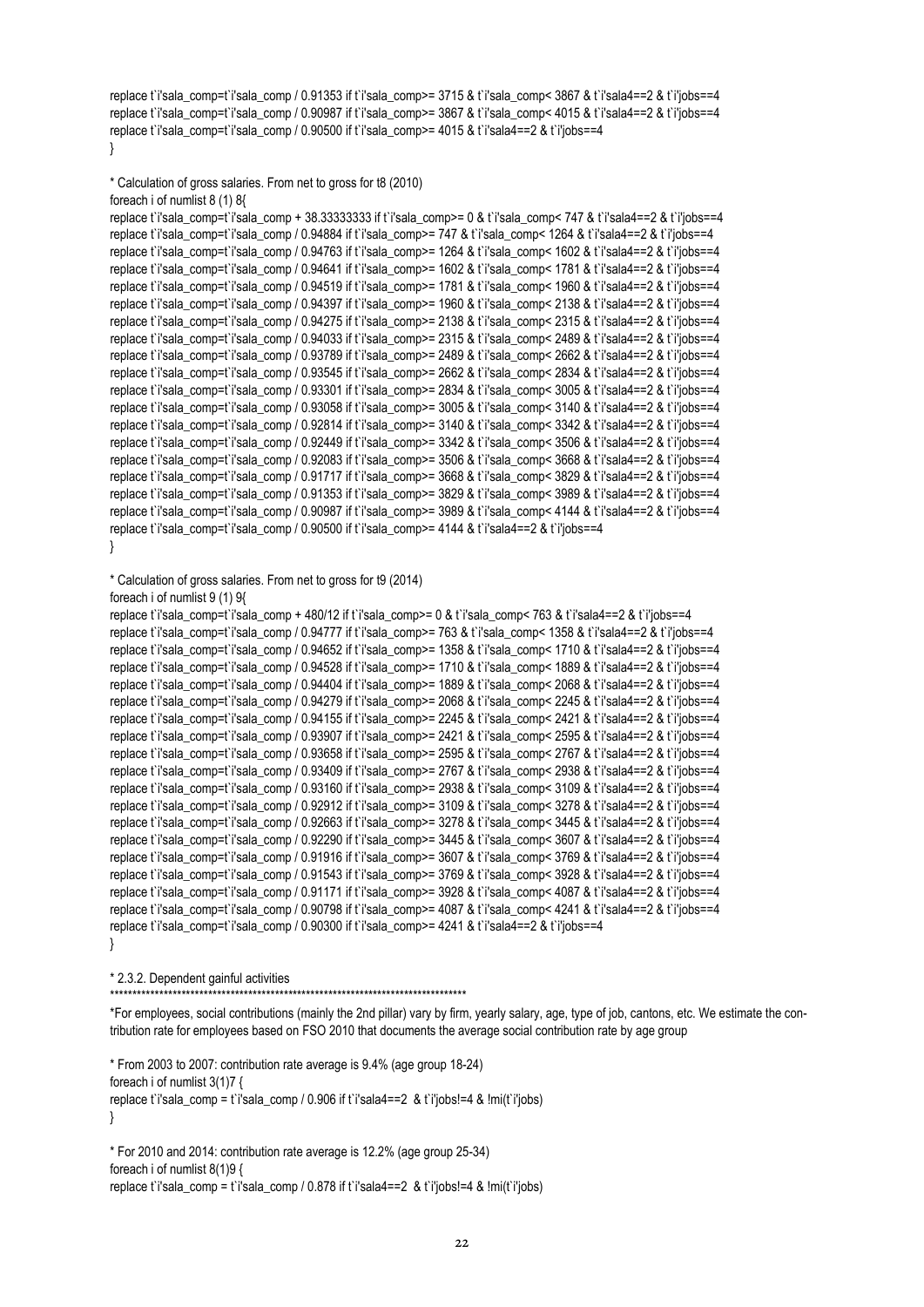```
replace t`i'sala_comp=t`i'sala_comp / 0.91353 if t`i'sala_comp>= 3715 & t`i'sala_comp< 3867 & t`i'sala4==2 & t`i'jobs==4
replace t`i'sala_comp=t`i'sala_comp / 0.90987 if t`i'sala_comp>= 3867 & t`i'sala_comp< 4015 & t`i'sala4==2 & t`i'jobs==4
replace t`i'sala_comp=t`i'sala_comp / 0.90500 if t`i'sala_comp>= 4015 & t`i'sala4==2 & t`i'jobs==4
}
```

```
* Calculation of gross salaries. From net to gross for t8 (2010)
foreach i of numlist 8 (1) 8{
replace t`i'sala_comp=t`i'sala_comp + 38.33333333 if t`i'sala_comp>= 0 & t`i'sala_comp< 747 & t`i'sala4==2 & t`i'jobs==4
replace t`i'sala_comp=t`i'sala_comp / 0.94884 if t`i'sala_comp>= 747 & t`i'sala_comp< 1264 & t`i'sala4==2 & t`i'jobs==4
replace t`i'sala_comp=t`i'sala_comp / 0.94763 if t`i'sala_comp>= 1264 & t`i'sala_comp< 1602 & t`i'sala4==2 & t`i'jobs==4
replace t`i'sala_comp=t`i'sala_comp / 0.94641 if t`i'sala_comp>= 1602 & t`i'sala_comp< 1781 & t`i'sala4==2 & t`i'jobs==4
replace t`i'sala_comp=t`i'sala_comp / 0.94519 if t`i'sala_comp>= 1781 & t`i'sala_comp< 1960 & t`i'sala4==2 & t`i'jobs==4
replace t`i'sala_comp=t`i'sala_comp / 0.94397 if t`i'sala_comp>= 1960 & t`i'sala_comp< 2138 & t`i'sala4==2 & t`i'jobs==4
replace t`i'sala_comp=t`i'sala_comp / 0.94275 if t`i'sala_comp>= 2138 & t`i'sala_comp< 2315 & t`i'sala4==2 & t`i'jobs==4
replace t`i'sala_comp=t`i'sala_comp / 0.94033 if t`i'sala_comp>= 2315 & t`i'sala_comp< 2489 & t`i'sala4==2 & t`i'jobs==4
replace t`i'sala_comp=t`i'sala_comp / 0.93789 if t`i'sala_comp>= 2489 & t`i'sala_comp< 2662 & t`i'sala4==2 & t`i'jobs==4
replace t`i'sala_comp=t`i'sala_comp / 0.93545 if t`i'sala_comp>= 2662 & t`i'sala_comp< 2834 & t`i'sala4==2 & t`i'jobs==4
replace t`i'sala_comp=t`i'sala_comp / 0.93301 if t`i'sala_comp>= 2834 & t`i'sala_comp< 3005 & t`i'sala4==2 & t`i'jobs==4
replace t`i'sala_comp=t`i'sala_comp / 0.93058 if t`i'sala_comp>= 3005 & t`i'sala_comp< 3140 & t`i'sala4==2 & t`i'jobs==4
replace t`i'sala_comp=t`i'sala_comp / 0.92814 if t`i'sala_comp>= 3140 & t`i'sala_comp< 3342 & t`i'sala4==2 & t`i'jobs==4
replace t`i'sala_comp=t`i'sala_comp / 0.92449 if t`i'sala_comp>= 3342 & t`i'sala_comp< 3506 & t`i'sala4==2 & t`i'jobs==4
replace t`i'sala_comp=t`i'sala_comp / 0.92083 if t`i'sala_comp>= 3506 & t`i'sala_comp< 3668 & t`i'sala4==2 & t`i'jobs==4
replace t`i'sala_comp=t`i'sala_comp / 0.91717 if t`i'sala_comp>= 3668 & t`i'sala_comp< 3829 & t`i'sala4==2 & t`i'jobs==4
replace t`i'sala_comp=t`i'sala_comp / 0.91353 if t`i'sala_comp>= 3829 & t`i'sala_comp< 3989 & t`i'sala4==2 & t`i'jobs==4
replace t`i'sala_comp=t`i'sala_comp / 0.90987 if t`i'sala_comp>= 3989 & t`i'sala_comp< 4144 & t`i'sala4==2 & t`i'jobs==4
replace t`i'sala_comp=t`i'sala_comp / 0.90500 if t`i'sala_comp>= 4144 & t`i'sala4==2 & t`i'jobs==4
}
```

```
* Calculation of gross salaries. From net to gross for t9 (2014)
foreach i of numlist 9 (1) 9{
replace t`i'sala_comp=t`i'sala_comp + 480/12 if t`i'sala_comp>= 0 & t`i'sala_comp< 763 & t`i'sala4==2 & t`i'jobs==4
replace t`i'sala_comp=t`i'sala_comp / 0.94777 if t`i'sala_comp>= 763 & t`i'sala_comp< 1358 & t`i'sala4==2 & t`i'jobs==4
replace t`i'sala_comp=t`i'sala_comp / 0.94652 if t`i'sala_comp>= 1358 & t`i'sala_comp< 1710 & t`i'sala4==2 & t`i'jobs==4
replace t`i'sala_comp=t`i'sala_comp / 0.94528 if t`i'sala_comp>= 1710 & t`i'sala_comp< 1889 & t`i'sala4==2 & t`i'jobs==4
replace t`i'sala_comp=t`i'sala_comp / 0.94404 if t`i'sala_comp>= 1889 & t`i'sala_comp< 2068 & t`i'sala4==2 & t`i'jobs==4
replace t`i'sala_comp=t`i'sala_comp / 0.94279 if t`i'sala_comp>= 2068 & t`i'sala_comp< 2245 & t`i'sala4==2 & t`i'jobs==4
replace t`i'sala_comp=t`i'sala_comp / 0.94155 if t`i'sala_comp>= 2245 & t`i'sala_comp< 2421 & t`i'sala4==2 & t`i'jobs==4
replace t`i'sala_comp=t`i'sala_comp / 0.93907 if t`i'sala_comp>= 2421 & t`i'sala_comp< 2595 & t`i'sala4==2 & t`i'jobs==4
replace t`i'sala_comp=t`i'sala_comp / 0.93658 if t`i'sala_comp>= 2595 & t`i'sala_comp< 2767 & t`i'sala4==2 & t`i'jobs==4
replace t`i'sala_comp=t`i'sala_comp / 0.93409 if t`i'sala_comp>= 2767 & t`i'sala_comp< 2938 & t`i'sala4==2 & t`i'jobs==4
replace t`i'sala_comp=t`i'sala_comp / 0.93160 if t`i'sala_comp>= 2938 & t`i'sala_comp< 3109 & t`i'sala4==2 & t`i'jobs==4
replace t`i'sala_comp=t`i'sala_comp / 0.92912 if t`i'sala_comp>= 3109 & t`i'sala_comp< 3278 & t`i'sala4==2 & t`i'jobs==4
replace t`i'sala_comp=t`i'sala_comp / 0.92663 if t`i'sala_comp>= 3278 & t`i'sala_comp< 3445 & t`i'sala4==2 & t`i'jobs==4
replace t`i'sala_comp=t`i'sala_comp / 0.92290 if t`i'sala_comp>= 3445 & t`i'sala_comp< 3607 & t`i'sala4==2 & t`i'jobs==4
replace t`i'sala_comp=t`i'sala_comp / 0.91916 if t`i'sala_comp>= 3607 & t`i'sala_comp< 3769 & t`i'sala4==2 & t`i'jobs==4
replace t`i'sala_comp=t`i'sala_comp / 0.91543 if t`i'sala_comp>= 3769 & t`i'sala_comp< 3928 & t`i'sala4==2 & t`i'jobs==4
replace t`i'sala_comp=t`i'sala_comp / 0.91171 if t`i'sala_comp>= 3928 & t`i'sala_comp< 4087 & t`i'sala4==2 & t`i'jobs==4
replace t`i'sala_comp=t`i'sala_comp / 0.90798 if t`i'sala_comp>= 4087 & t`i'sala_comp< 4241 & t`i'sala4==2 & t`i'jobs==4
replace t`i'sala_comp=t`i'sala_comp / 0.90300 if t`i'sala_comp>= 4241 & t`i'sala4==2 & t`i'jobs==4
}
```

```
* 2.3.2. Dependent gainful activities
*********************************************************************************
```

```
*For employees, social contributions (mainly the 2nd pillar) vary by firm, yearly salary, age, type of job, cantons, etc. We estimate the contribution rate for employees based on FSO 2010 that documents the average social contribution rate by age group
```

```
* From 2003 to 2007: contribution rate average is 9.4% (age group 18-24)
foreach i of numlist 3(1)7 {
replace t`i'sala_comp = t`i'sala_comp / 0.906 if t`i'sala4==2  & t`i'jobs!=4 & !mi(t`i'jobs)
}
```

```
* For 2010 and 2014: contribution rate average is 12.2% (age group 25-34)
foreach i of numlist 8(1)9 {
replace t`i'sala_comp = t`i'sala_comp / 0.878 if t`i'sala4==2  & t`i'jobs!=4 & !mi(t`i'jobs)
```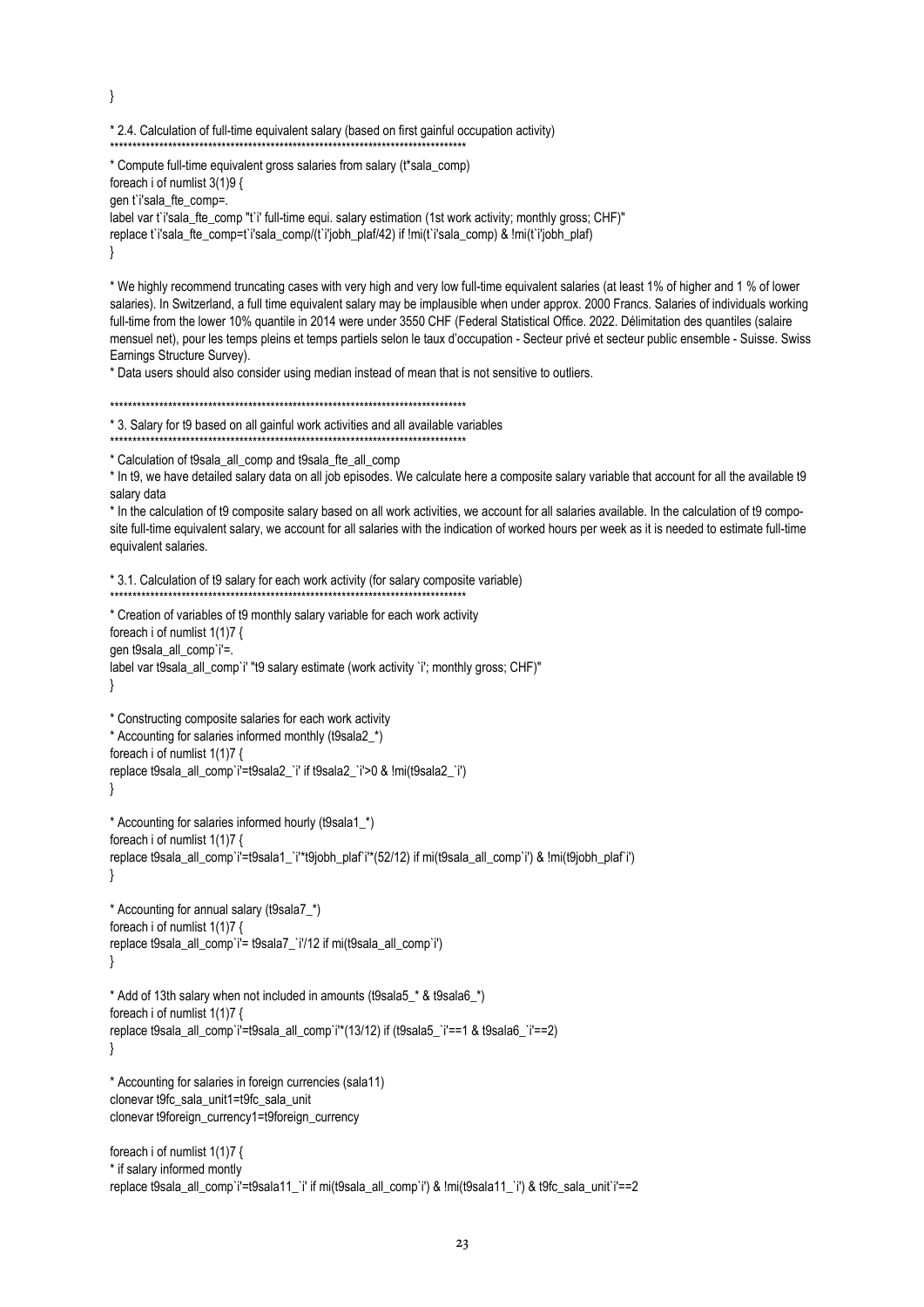```
}

* 2.4. Calculation of full-time equivalent salary (based on first gainful occupation activity)
*******************************************************************************
* Compute full-time equivalent gross salaries from salary (t*sala_comp)
foreach i of numlist 3(1)9 {
gen t`i'sala_fte_comp=.
label var t`i'sala_fte_comp "t`i' full-time equi. salary estimation (1st work activity; monthly gross; CHF)"
replace t`i'sala_fte_comp=t`i'sala_comp/(t`i'jobh_plaf/42) if !mi(t`i'sala_comp) & !mi(t`i'jobh_plaf)
}
```

* We highly recommend truncating cases with very high and very low full-time equivalent salaries (at least 1% of higher and 1 % of lower salaries). In Switzerland, a full time equivalent salary may be implausible when under approx. 2000 Francs. Salaries of individuals working full-time from the lower 10% quantile in 2014 were under 3550 CHF (Federal Statistical Office. 2022. Délimitation des quantiles (salaire mensuel net), pour les temps pleins et temps partiels selon le taux d'occupation - Secteur privé et secteur public ensemble - Suisse. Swiss Earnings Structure Survey).

* Data users should also consider using median instead of mean that is not sensitive to outliers.

```
*******************************************************************************
* 3. Salary for t9 based on all gainful work activities and all available variables
*******************************************************************************
* Calculation of t9sala_all_comp and t9sala_fte_all_comp
```

* In t9, we have detailed salary data on all job episodes. We calculate here a composite salary variable that account for all the available t9 salary data

* In the calculation of t9 composite salary based on all work activities, we account for all salaries available. In the calculation of t9 composite full-time equivalent salary, we account for all salaries with the indication of worked hours per week as it is needed to estimate full-time equivalent salaries.

```
* 3.1. Calculation of t9 salary for each work activity (for salary composite variable)
*******************************************************************************
* Creation of variables of t9 monthly salary variable for each work activity
foreach i of numlist 1(1)7 {
gen t9sala_all_comp`i'=.
label var t9sala_all_comp`i' "t9 salary estimate (work activity `i'; monthly gross; CHF)"
}

* Constructing composite salaries for each work activity
* Accounting for salaries informed monthly (t9sala2_*)
foreach i of numlist 1(1)7 {
replace t9sala_all_comp`i'=t9sala2_`i' if t9sala2_`i'>0 & !mi(t9sala2_`i')
}

* Accounting for salaries informed hourly (t9sala1_*)
foreach i of numlist 1(1)7 {
replace t9sala_all_comp`i'=t9sala1_`i'*t9jobh_plaf`i'*(52/12) if mi(t9sala_all_comp`i') & !mi(t9jobh_plaf`i')
}

* Accounting for annual salary (t9sala7_*)
foreach i of numlist 1(1)7 {
replace t9sala_all_comp`i'= t9sala7_`i'/12 if mi(t9sala_all_comp`i')
}

* Add of 13th salary when not included in amounts (t9sala5_* & t9sala6_*)
foreach i of numlist 1(1)7 {
replace t9sala_all_comp`i'=t9sala_all_comp`i'*(13/12) if (t9sala5_`i'==1 & t9sala6_`i'==2)
}

* Accounting for salaries in foreign currencies (sala11)
clonevar t9fc_sala_unit1=t9fc_sala_unit
clonevar t9foreign_currency1=t9foreign_currency

foreach i of numlist 1(1)7 {
* if salary informed montly
replace t9sala_all_comp`i'=t9sala11_`i' if mi(t9sala_all_comp`i') & !mi(t9sala11_`i') & t9fc_sala_unit`i'==2
```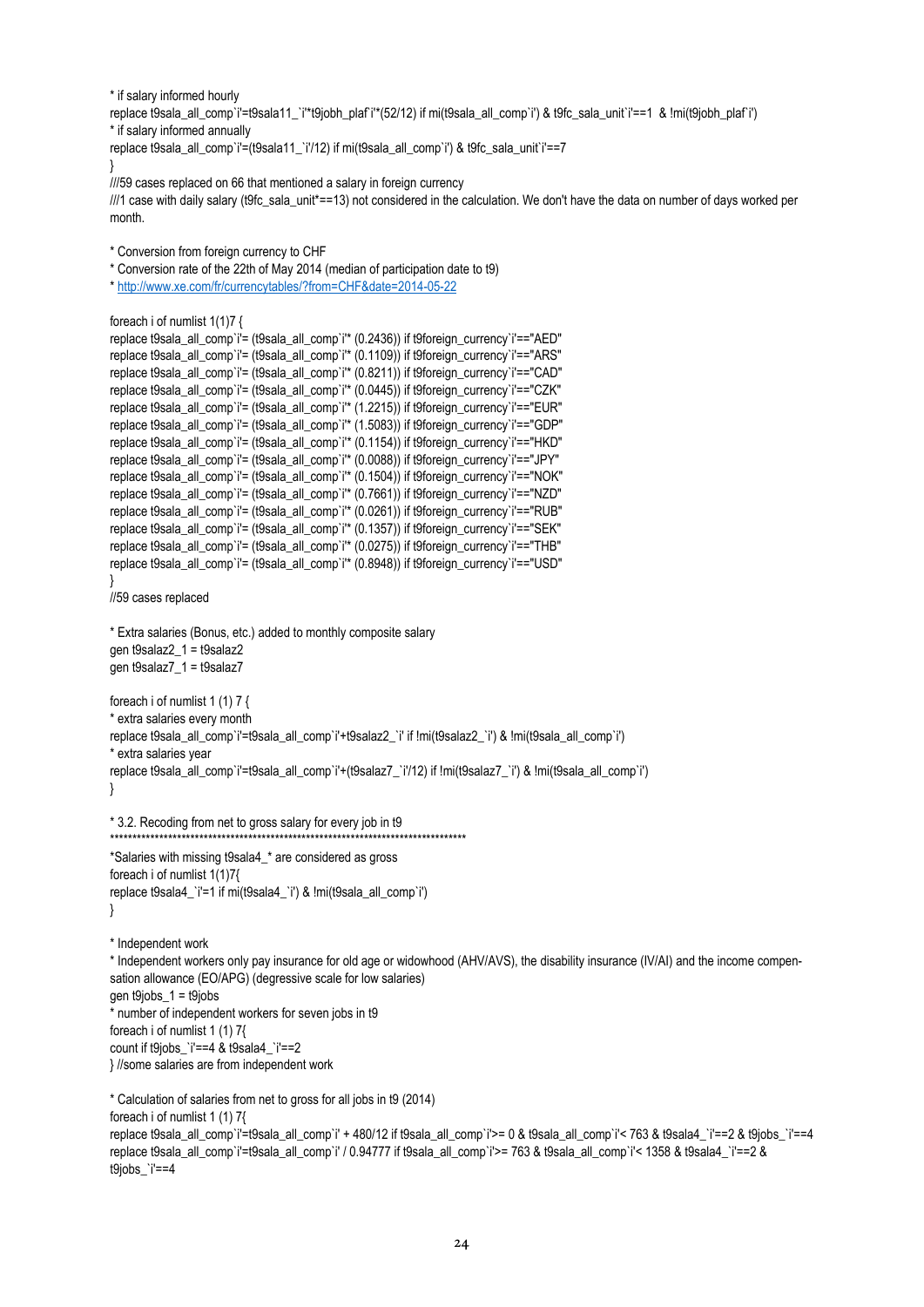```
* if salary informed hourly
replace t9sala_all_comp`i'=t9sala11_`i'*t9jobh_plaf`i'*(52/12) if mi(t9sala_all_comp`i') & t9fc_sala_unit`i'==1  & !mi(t9jobh_plaf`i')
* if salary informed annually
replace t9sala_all_comp`i'=(t9sala11_`i'/12) if mi(t9sala_all_comp`i') & t9fc_sala_unit`i'==7
}
///59 cases replaced on 66 that mentioned a salary in foreign currency
///1 case with daily salary (t9fc_sala_unit*==13) not considered in the calculation. We don't have the data on number of days worked per month.

* Conversion from foreign currency to CHF
* Conversion rate of the 22th of May 2014 (median of participation date to t9)
* http://www.xe.com/fr/currencytables/?from=CHF&date=2014-05-22

foreach i of numlist 1(1)7 {
replace t9sala_all_comp`i'= (t9sala_all_comp`i'* (0.2436)) if t9foreign_currency`i'=="AED"
replace t9sala_all_comp`i'= (t9sala_all_comp`i'* (0.1109)) if t9foreign_currency`i'=="ARS"
replace t9sala_all_comp`i'= (t9sala_all_comp`i'* (0.8211)) if t9foreign_currency`i'=="CAD"
replace t9sala_all_comp`i'= (t9sala_all_comp`i'* (0.0445)) if t9foreign_currency`i'=="CZK"
replace t9sala_all_comp`i'= (t9sala_all_comp`i'* (1.2215)) if t9foreign_currency`i'=="EUR"
replace t9sala_all_comp`i'= (t9sala_all_comp`i'* (1.5083)) if t9foreign_currency`i'=="GDP"
replace t9sala_all_comp`i'= (t9sala_all_comp`i'* (0.1154)) if t9foreign_currency`i'=="HKD"
replace t9sala_all_comp`i'= (t9sala_all_comp`i'* (0.0088)) if t9foreign_currency`i'=="JPY"
replace t9sala_all_comp`i'= (t9sala_all_comp`i'* (0.1504)) if t9foreign_currency`i'=="NOK"
replace t9sala_all_comp`i'= (t9sala_all_comp`i'* (0.7661)) if t9foreign_currency`i'=="NZD"
replace t9sala_all_comp`i'= (t9sala_all_comp`i'* (0.0261)) if t9foreign_currency`i'=="RUB"
replace t9sala_all_comp`i'= (t9sala_all_comp`i'* (0.1357)) if t9foreign_currency`i'=="SEK"
replace t9sala_all_comp`i'= (t9sala_all_comp`i'* (0.0275)) if t9foreign_currency`i'=="THB"
replace t9sala_all_comp`i'= (t9sala_all_comp`i'* (0.8948)) if t9foreign_currency`i'=="USD"
}
//59 cases replaced

* Extra salaries (Bonus, etc.) added to monthly composite salary
gen t9salaz2_1 = t9salaz2
gen t9salaz7_1 = t9salaz7

foreach i of numlist 1 (1) 7 {
* extra salaries every month
replace t9sala_all_comp`i'=t9sala_all_comp`i'+t9salaz2_`i' if !mi(t9salaz2_`i') & !mi(t9sala_all_comp`i')
* extra salaries year
replace t9sala_all_comp`i'=t9sala_all_comp`i'+(t9salaz7_`i'/12) if !mi(t9salaz7_`i') & !mi(t9sala_all_comp`i')
}

* 3.2. Recoding from net to gross salary for every job in t9
********************************************************************************
*Salaries with missing t9sala4_* are considered as gross
foreach i of numlist 1(1)7{
replace t9sala4_`i'=1 if mi(t9sala4_`i') & !mi(t9sala_all_comp`i')
}

* Independent work
* Independent workers only pay insurance for old age or widowhood (AHV/AVS), the disability insurance (IV/AI) and the income compensation allowance (EO/APG) (degressive scale for low salaries)
gen t9jobs_1 = t9jobs
* number of independent workers for seven jobs in t9
foreach i of numlist 1 (1) 7{
count if t9jobs_`i'==4 & t9sala4_`i'==2
} //some salaries are from independent work

* Calculation of salaries from net to gross for all jobs in t9 (2014)
foreach i of numlist 1 (1) 7{
replace t9sala_all_comp`i'=t9sala_all_comp`i' + 480/12 if t9sala_all_comp`i'>= 0 & t9sala_all_comp`i'< 763 & t9sala4_`i'==2 & t9jobs_`i'==4
replace t9sala_all_comp`i'=t9sala_all_comp`i' / 0.94777 if t9sala_all_comp`i'>= 763 & t9sala_all_comp`i'< 1358 & t9sala4_`i'==2 & t9jobs_`i'==4
```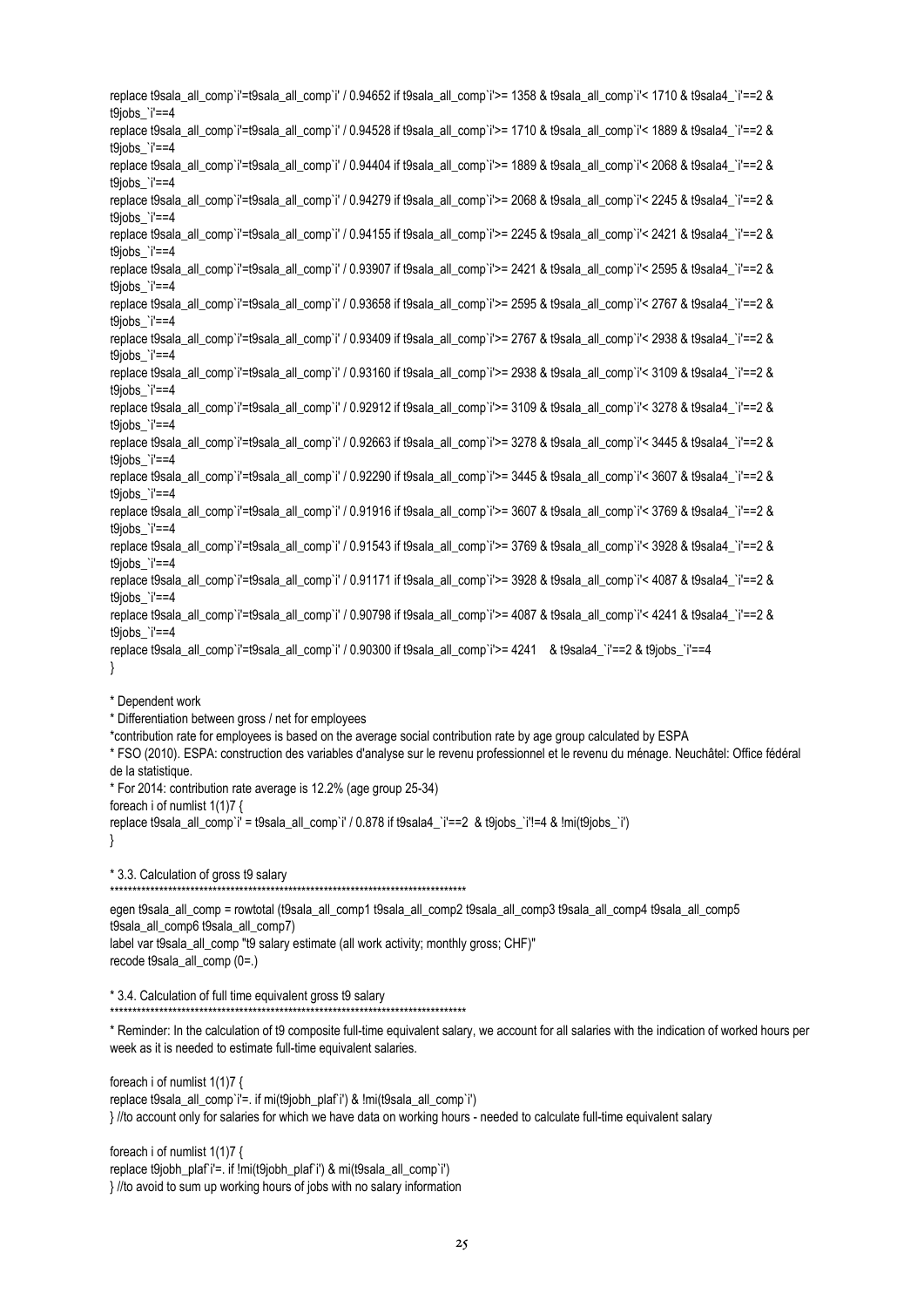```
replace t9sala_all_comp`i'=t9sala_all_comp`i' / 0.94652 if t9sala_all_comp`i'>= 1358 & t9sala_all_comp`i'< 1710 & t9sala4_`i'==2 & t9jobs_`i'==4
replace t9sala_all_comp`i'=t9sala_all_comp`i' / 0.94528 if t9sala_all_comp`i'>= 1710 & t9sala_all_comp`i'< 1889 & t9sala4_`i'==2 & t9jobs_`i'==4
replace t9sala_all_comp`i'=t9sala_all_comp`i' / 0.94404 if t9sala_all_comp`i'>= 1889 & t9sala_all_comp`i'< 2068 & t9sala4_`i'==2 & t9jobs_`i'==4
replace t9sala_all_comp`i'=t9sala_all_comp`i' / 0.94279 if t9sala_all_comp`i'>= 2068 & t9sala_all_comp`i'< 2245 & t9sala4_`i'==2 & t9jobs_`i'==4
replace t9sala_all_comp`i'=t9sala_all_comp`i' / 0.94155 if t9sala_all_comp`i'>= 2245 & t9sala_all_comp`i'< 2421 & t9sala4_`i'==2 & t9jobs_`i'==4
replace t9sala_all_comp`i'=t9sala_all_comp`i' / 0.93907 if t9sala_all_comp`i'>= 2421 & t9sala_all_comp`i'< 2595 & t9sala4_`i'==2 & t9jobs_`i'==4
replace t9sala_all_comp`i'=t9sala_all_comp`i' / 0.93658 if t9sala_all_comp`i'>= 2595 & t9sala_all_comp`i'< 2767 & t9sala4_`i'==2 & t9jobs_`i'==4
replace t9sala_all_comp`i'=t9sala_all_comp`i' / 0.93409 if t9sala_all_comp`i'>= 2767 & t9sala_all_comp`i'< 2938 & t9sala4_`i'==2 & t9jobs_`i'==4
replace t9sala_all_comp`i'=t9sala_all_comp`i' / 0.93160 if t9sala_all_comp`i'>= 2938 & t9sala_all_comp`i'< 3109 & t9sala4_`i'==2 & t9jobs_`i'==4
replace t9sala_all_comp`i'=t9sala_all_comp`i' / 0.92912 if t9sala_all_comp`i'>= 3109 & t9sala_all_comp`i'< 3278 & t9sala4_`i'==2 & t9jobs_`i'==4
replace t9sala_all_comp`i'=t9sala_all_comp`i' / 0.92663 if t9sala_all_comp`i'>= 3278 & t9sala_all_comp`i'< 3445 & t9sala4_`i'==2 & t9jobs_`i'==4
replace t9sala_all_comp`i'=t9sala_all_comp`i' / 0.92290 if t9sala_all_comp`i'>= 3445 & t9sala_all_comp`i'< 3607 & t9sala4_`i'==2 & t9jobs_`i'==4
replace t9sala_all_comp`i'=t9sala_all_comp`i' / 0.91916 if t9sala_all_comp`i'>= 3607 & t9sala_all_comp`i'< 3769 & t9sala4_`i'==2 & t9jobs_`i'==4
replace t9sala_all_comp`i'=t9sala_all_comp`i' / 0.91543 if t9sala_all_comp`i'>= 3769 & t9sala_all_comp`i'< 3928 & t9sala4_`i'==2 & t9jobs_`i'==4
replace t9sala_all_comp`i'=t9sala_all_comp`i' / 0.91171 if t9sala_all_comp`i'>= 3928 & t9sala_all_comp`i'< 4087 & t9sala4_`i'==2 & t9jobs_`i'==4
replace t9sala_all_comp`i'=t9sala_all_comp`i' / 0.90798 if t9sala_all_comp`i'>= 4087 & t9sala_all_comp`i'< 4241 & t9sala4_`i'==2 & t9jobs_`i'==4
replace t9sala_all_comp`i'=t9sala_all_comp`i' / 0.90300 if t9sala_all_comp`i'>= 4241   & t9sala4_`i'==2 & t9jobs_`i'==4
}

* Dependent work
* Differentiation between gross / net for employees
*contribution rate for employees is based on the average social contribution rate by age group calculated by ESPA
* FSO (2010). ESPA: construction des variables d'analyse sur le revenu professionnel et le revenu du ménage. Neuchâtel: Office fédéral de la statistique.
* For 2014: contribution rate average is 12.2% (age group 25-34)
foreach i of numlist 1(1)7 {
replace t9sala_all_comp`i' = t9sala_all_comp`i' / 0.878 if t9sala4_`i'==2  & t9jobs_`i'!=4 & !mi(t9jobs_`i')
}

* 3.3. Calculation of gross t9 salary
*******************************************************************************

egen t9sala_all_comp = rowtotal (t9sala_all_comp1 t9sala_all_comp2 t9sala_all_comp3 t9sala_all_comp4 t9sala_all_comp5 t9sala_all_comp6 t9sala_all_comp7)
label var t9sala_all_comp "t9 salary estimate (all work activity; monthly gross; CHF)"
recode t9sala_all_comp (0=.)

* 3.4. Calculation of full time equivalent gross t9 salary
*******************************************************************************

* Reminder: In the calculation of t9 composite full-time equivalent salary, we account for all salaries with the indication of worked hours per week as it is needed to estimate full-time equivalent salaries.

foreach i of numlist 1(1)7 {
replace t9sala_all_comp`i'=. if mi(t9jobh_plaf`i') & !mi(t9sala_all_comp`i')
} //to account only for salaries for which we have data on working hours - needed to calculate full-time equivalent salary

foreach i of numlist 1(1)7 {
replace t9jobh_plaf`i'=. if !mi(t9jobh_plaf`i') & mi(t9sala_all_comp`i')
} //to avoid to sum up working hours of jobs with no salary information
```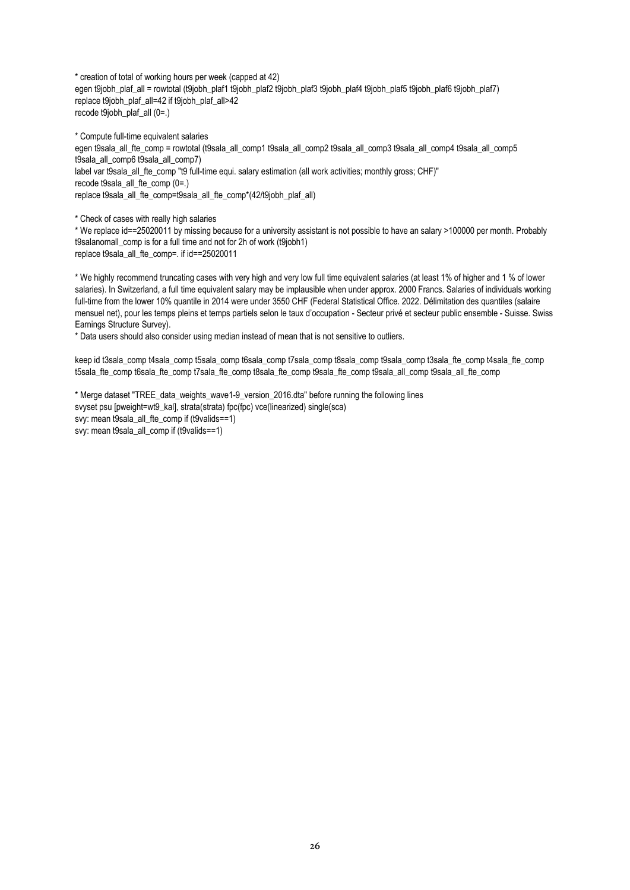```
* creation of total of working hours per week (capped at 42)
egen t9jobh_plaf_all = rowtotal (t9jobh_plaf1 t9jobh_plaf2 t9jobh_plaf3 t9jobh_plaf4 t9jobh_plaf5 t9jobh_plaf6 t9jobh_plaf7)
replace t9jobh_plaf_all=42 if t9jobh_plaf_all>42
recode t9jobh_plaf_all (0=.)

* Compute full-time equivalent salaries
egen t9sala_all_fte_comp = rowtotal (t9sala_all_comp1 t9sala_all_comp2 t9sala_all_comp3 t9sala_all_comp4 t9sala_all_comp5
t9sala_all_comp6 t9sala_all_comp7)
label var t9sala_all_fte_comp "t9 full-time equi. salary estimation (all work activities; monthly gross; CHF)"
recode t9sala_all_fte_comp (0=.)
replace t9sala_all_fte_comp=t9sala_all_fte_comp*(42/t9jobh_plaf_all)

* Check of cases with really high salaries
* We replace id==25020011 by missing because for a university assistant is not possible to have an salary >100000 per month. Probably
t9salanomall_comp is for a full time and not for 2h of work (t9jobh1)
replace t9sala_all_fte_comp=. if id==25020011

* We highly recommend truncating cases with very high and very low full time equivalent salaries (at least 1% of higher and 1 % of lower
salaries). In Switzerland, a full time equivalent salary may be implausible when under approx. 2000 Francs. Salaries of individuals working
full-time from the lower 10% quantile in 2014 were under 3550 CHF (Federal Statistical Office. 2022. Délimitation des quantiles (salaire
mensuel net), pour les temps pleins et temps partiels selon le taux d'occupation - Secteur privé et secteur public ensemble - Suisse. Swiss
Earnings Structure Survey).
* Data users should also consider using median instead of mean that is not sensitive to outliers.

keep id t3sala_comp t4sala_comp t5sala_comp t6sala_comp t7sala_comp t8sala_comp t9sala_comp t3sala_fte_comp t4sala_fte_comp
t5sala_fte_comp t6sala_fte_comp t7sala_fte_comp t8sala_fte_comp t9sala_fte_comp t9sala_all_comp t9sala_all_fte_comp

* Merge dataset "TREE_data_weights_wave1-9_version_2016.dta" before running the following lines
svyset psu [pweight=wt9_kal], strata(strata) fpc(fpc) vce(linearized) single(sca)
svy: mean t9sala_all_fte_comp if (t9valids==1)
svy: mean t9sala_all_comp if (t9valids==1)
```